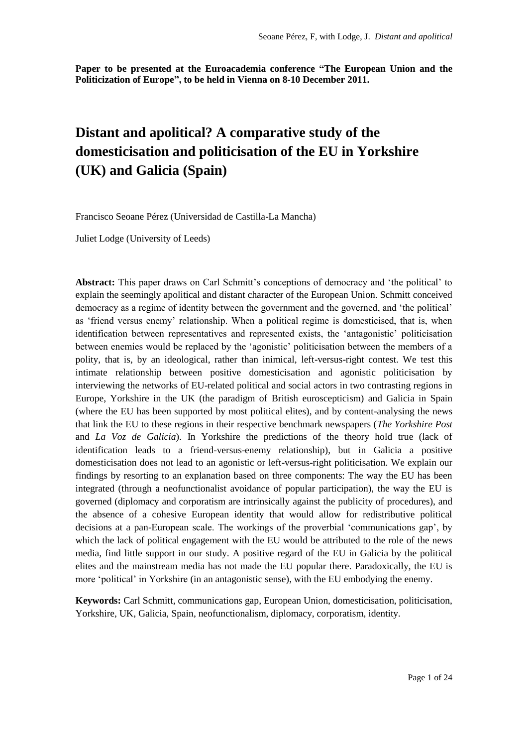**Paper to be presented at the Euroacademia conference "The European Union and the Politicization of Europe", to be held in Vienna on 8-10 December 2011.**

# Distant and apolitical? A comparative study of the domesticisation and politicisation of the EU in Yorkshire (UK) and Galicia (Spain)

Francisco Seoane Pérez (Universidad de Castilla-La Mancha)

Juliet Lodge (University of Leeds)

**Abstract:** This paper draws on Carl Schmitt's conceptions of democracy and 'the political' to explain the seemingly apolitical and distant character of the European Union. Schmitt conceived democracy as a regime of identity between the government and the governed, and 'the political' as 'friend versus enemy' relationship. When a political regime is domesticised, that is, when identification between representatives and represented exists, the 'antagonistic' politicisation between enemies would be replaced by the 'agonistic' politicisation between the members of a polity, that is, by an ideological, rather than inimical, left-versus-right contest. We test this intimate relationship between positive domesticisation and agonistic politicisation by interviewing the networks of EU-related political and social actors in two contrasting regions in Europe, Yorkshire in the UK (the paradigm of British euroscepticism) and Galicia in Spain (where the EU has been supported by most political elites), and by content-analysing the news that link the EU to these regions in their respective benchmark newspapers (*The Yorkshire Post* and *La Voz de Galicia*). In Yorkshire the predictions of the theory hold true (lack of identification leads to a friend-versus-enemy relationship), but in Galicia a positive domesticisation does not lead to an agonistic or left-versus-right politicisation. We explain our findings by resorting to an explanation based on three components: The way the EU has been integrated (through a neofunctionalist avoidance of popular participation), the way the EU is governed (diplomacy and corporatism are intrinsically against the publicity of procedures), and the absence of a cohesive European identity that would allow for redistributive political decisions at a pan-European scale. The workings of the proverbial 'communications gap', by which the lack of political engagement with the EU would be attributed to the role of the news media, find little support in our study. A positive regard of the EU in Galicia by the political elites and the mainstream media has not made the EU popular there. Paradoxically, the EU is more 'political' in Yorkshire (in an antagonistic sense), with the EU embodying the enemy.

**Keywords:** Carl Schmitt, communications gap, European Union, domesticisation, politicisation, Yorkshire, UK, Galicia, Spain, neofunctionalism, diplomacy, corporatism, identity.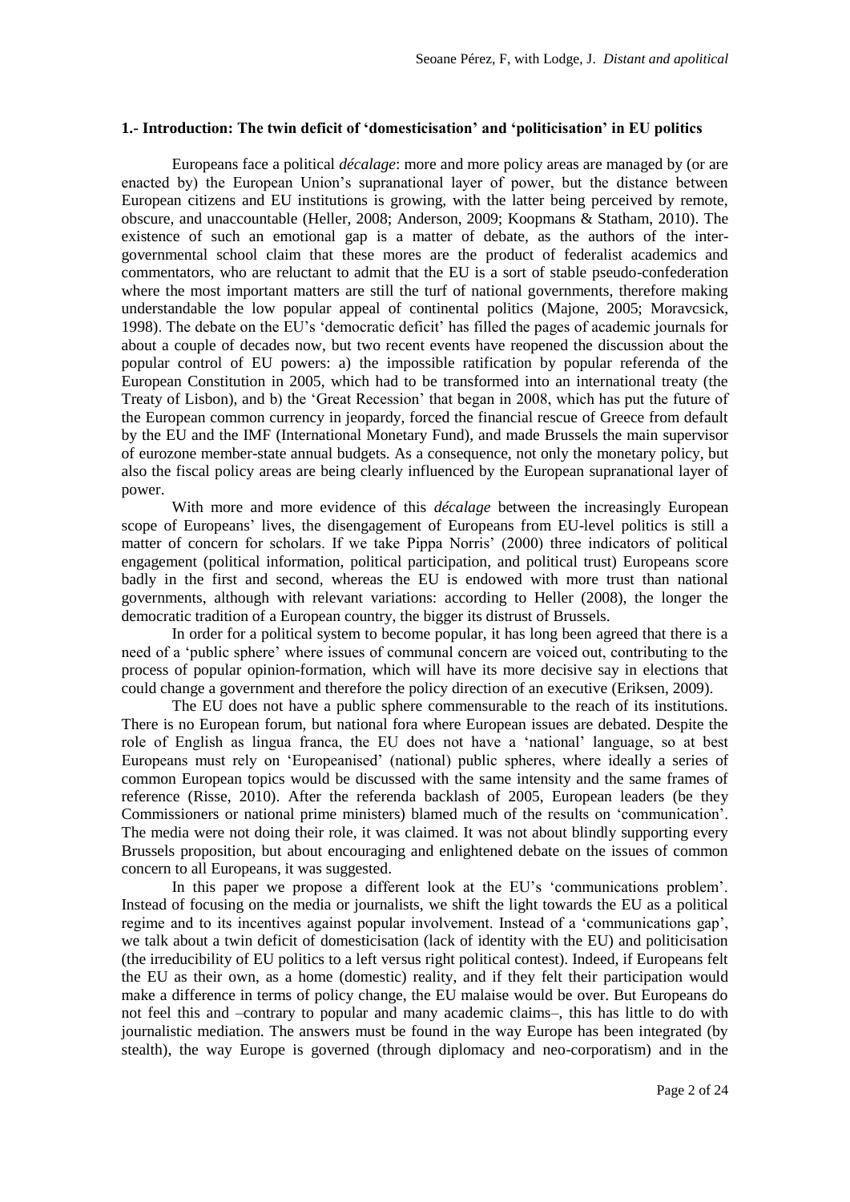## 1.- Introduction: The twin deficit of 'domesticisation' and 'politicisation' in EU politics

Europeans face a political *décalage*: more and more policy areas are managed by (or are enacted by) the European Union's supranational layer of power, but the distance between European citizens and EU institutions is growing, with the latter being perceived by remote, obscure, and unaccountable (Heller, 2008; Anderson, 2009; Koopmans & Statham, 2010). The existence of such an emotional gap is a matter of debate, as the authors of the inter-governmental school claim that these mores are the product of federalist academics and commentators, who are reluctant to admit that the EU is a sort of stable pseudo-confederation where the most important matters are still the turf of national governments, therefore making understandable the low popular appeal of continental politics (Majone, 2005; Moravcsick, 1998). The debate on the EU's 'democratic deficit' has filled the pages of academic journals for about a couple of decades now, but two recent events have reopened the discussion about the popular control of EU powers: a) the impossible ratification by popular referenda of the European Constitution in 2005, which had to be transformed into an international treaty (the Treaty of Lisbon), and b) the 'Great Recession' that began in 2008, which has put the future of the European common currency in jeopardy, forced the financial rescue of Greece from default by the EU and the IMF (International Monetary Fund), and made Brussels the main supervisor of eurozone member-state annual budgets. As a consequence, not only the monetary policy, but also the fiscal policy areas are being clearly influenced by the European supranational layer of power.

With more and more evidence of this *décalage* between the increasingly European scope of Europeans' lives, the disengagement of Europeans from EU-level politics is still a matter of concern for scholars. If we take Pippa Norris' (2000) three indicators of political engagement (political information, political participation, and political trust) Europeans score badly in the first and second, whereas the EU is endowed with more trust than national governments, although with relevant variations: according to Heller (2008), the longer the democratic tradition of a European country, the bigger its distrust of Brussels.

In order for a political system to become popular, it has long been agreed that there is a need of a 'public sphere' where issues of communal concern are voiced out, contributing to the process of popular opinion-formation, which will have its more decisive say in elections that could change a government and therefore the policy direction of an executive (Eriksen, 2009).

The EU does not have a public sphere commensurable to the reach of its institutions. There is no European forum, but national fora where European issues are debated. Despite the role of English as lingua franca, the EU does not have a 'national' language, so at best Europeans must rely on 'Europeanised' (national) public spheres, where ideally a series of common European topics would be discussed with the same intensity and the same frames of reference (Risse, 2010). After the referenda backlash of 2005, European leaders (be they Commissioners or national prime ministers) blamed much of the results on 'communication'. The media were not doing their role, it was claimed. It was not about blindly supporting every Brussels proposition, but about encouraging and enlightened debate on the issues of common concern to all Europeans, it was suggested.

In this paper we propose a different look at the EU's 'communications problem'. Instead of focusing on the media or journalists, we shift the light towards the EU as a political regime and to its incentives against popular involvement. Instead of a 'communications gap', we talk about a twin deficit of domesticisation (lack of identity with the EU) and politicisation (the irreducibility of EU politics to a left versus right political contest). Indeed, if Europeans felt the EU as their own, as a home (domestic) reality, and if they felt their participation would make a difference in terms of policy change, the EU malaise would be over. But Europeans do not feel this and –contrary to popular and many academic claims–, this has little to do with journalistic mediation. The answers must be found in the way Europe has been integrated (by stealth), the way Europe is governed (through diplomacy and neo-corporatism) and in the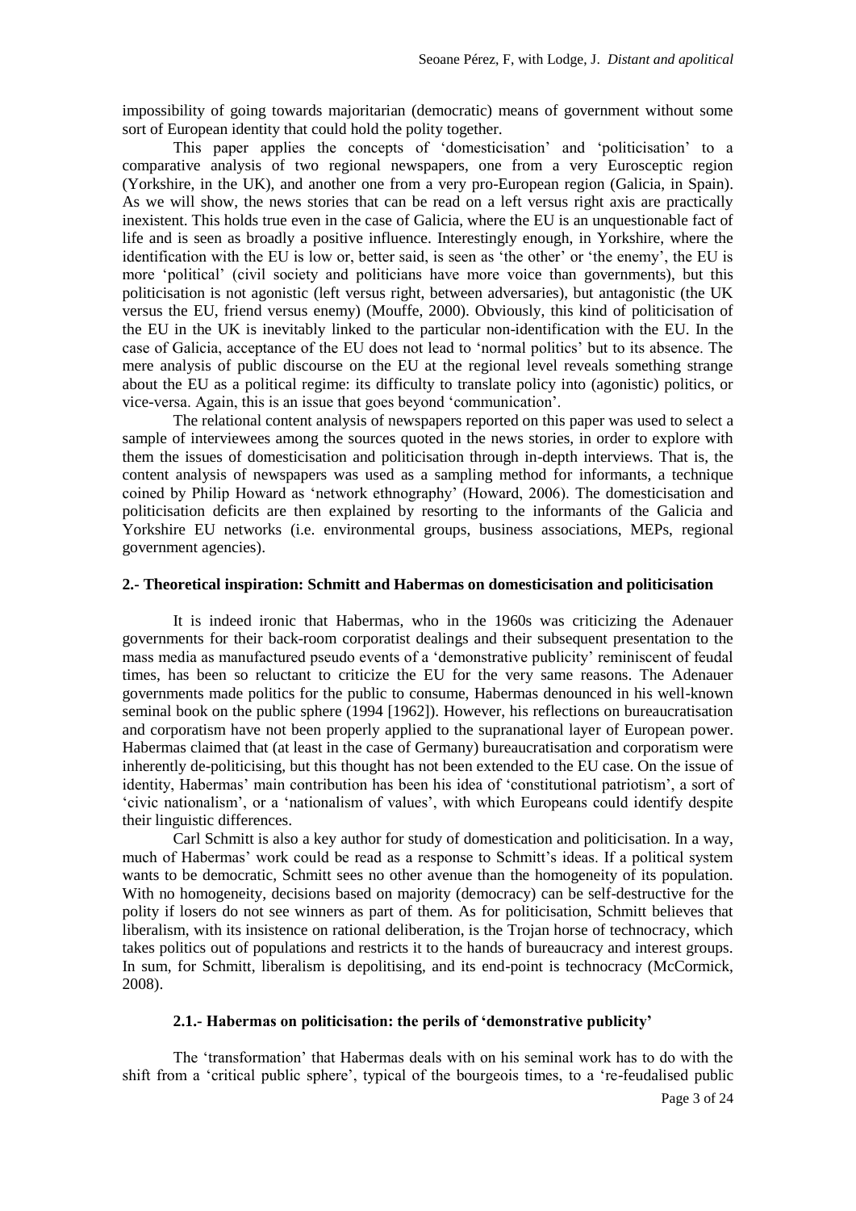impossibility of going towards majoritarian (democratic) means of government without some sort of European identity that could hold the polity together.

This paper applies the concepts of 'domesticisation' and 'politicisation' to a comparative analysis of two regional newspapers, one from a very Eurosceptic region (Yorkshire, in the UK), and another one from a very pro-European region (Galicia, in Spain). As we will show, the news stories that can be read on a left versus right axis are practically inexistent. This holds true even in the case of Galicia, where the EU is an unquestionable fact of life and is seen as broadly a positive influence. Interestingly enough, in Yorkshire, where the identification with the EU is low or, better said, is seen as 'the other' or 'the enemy', the EU is more 'political' (civil society and politicians have more voice than governments), but this politicisation is not agonistic (left versus right, between adversaries), but antagonistic (the UK versus the EU, friend versus enemy) (Mouffe, 2000). Obviously, this kind of politicisation of the EU in the UK is inevitably linked to the particular non-identification with the EU. In the case of Galicia, acceptance of the EU does not lead to 'normal politics' but to its absence. The mere analysis of public discourse on the EU at the regional level reveals something strange about the EU as a political regime: its difficulty to translate policy into (agonistic) politics, or vice-versa. Again, this is an issue that goes beyond 'communication'.

The relational content analysis of newspapers reported on this paper was used to select a sample of interviewees among the sources quoted in the news stories, in order to explore with them the issues of domesticisation and politicisation through in-depth interviews. That is, the content analysis of newspapers was used as a sampling method for informants, a technique coined by Philip Howard as 'network ethnography' (Howard, 2006). The domesticisation and politicisation deficits are then explained by resorting to the informants of the Galicia and Yorkshire EU networks (i.e. environmental groups, business associations, MEPs, regional government agencies).

## 2.- Theoretical inspiration: Schmitt and Habermas on domesticisation and politicisation

It is indeed ironic that Habermas, who in the 1960s was criticizing the Adenauer governments for their back-room corporatist dealings and their subsequent presentation to the mass media as manufactured pseudo events of a 'demonstrative publicity' reminiscent of feudal times, has been so reluctant to criticize the EU for the very same reasons. The Adenauer governments made politics for the public to consume, Habermas denounced in his well-known seminal book on the public sphere (1994 [1962]). However, his reflections on bureaucratisation and corporatism have not been properly applied to the supranational layer of European power. Habermas claimed that (at least in the case of Germany) bureaucratisation and corporatism were inherently de-politicising, but this thought has not been extended to the EU case. On the issue of identity, Habermas' main contribution has been his idea of 'constitutional patriotism', a sort of 'civic nationalism', or a 'nationalism of values', with which Europeans could identify despite their linguistic differences.

Carl Schmitt is also a key author for study of domestication and politicisation. In a way, much of Habermas' work could be read as a response to Schmitt's ideas. If a political system wants to be democratic, Schmitt sees no other avenue than the homogeneity of its population. With no homogeneity, decisions based on majority (democracy) can be self-destructive for the polity if losers do not see winners as part of them. As for politicisation, Schmitt believes that liberalism, with its insistence on rational deliberation, is the Trojan horse of technocracy, which takes politics out of populations and restricts it to the hands of bureaucracy and interest groups. In sum, for Schmitt, liberalism is depolitising, and its end-point is technocracy (McCormick, 2008).

### 2.1.- Habermas on politicisation: the perils of 'demonstrative publicity'

The 'transformation' that Habermas deals with on his seminal work has to do with the shift from a 'critical public sphere', typical of the bourgeois times, to a 're-feudalised public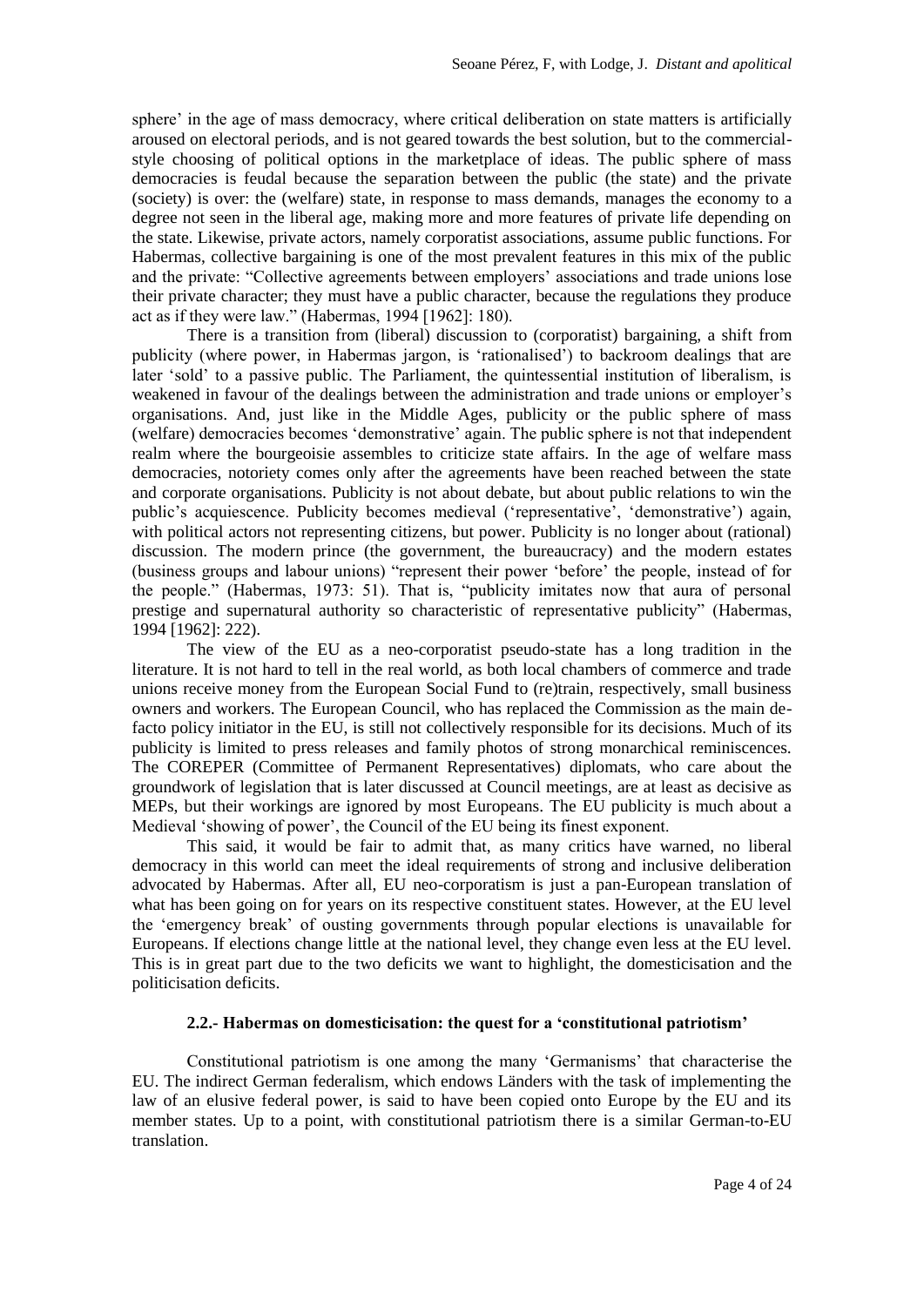sphere' in the age of mass democracy, where critical deliberation on state matters is artificially aroused on electoral periods, and is not geared towards the best solution, but to the commercial-style choosing of political options in the marketplace of ideas. The public sphere of mass democracies is feudal because the separation between the public (the state) and the private (society) is over: the (welfare) state, in response to mass demands, manages the economy to a degree not seen in the liberal age, making more and more features of private life depending on the state. Likewise, private actors, namely corporatist associations, assume public functions. For Habermas, collective bargaining is one of the most prevalent features in this mix of the public and the private: "Collective agreements between employers' associations and trade unions lose their private character; they must have a public character, because the regulations they produce act as if they were law." (Habermas, 1994 [1962]: 180).

There is a transition from (liberal) discussion to (corporatist) bargaining, a shift from publicity (where power, in Habermas jargon, is 'rationalised') to backroom dealings that are later 'sold' to a passive public. The Parliament, the quintessential institution of liberalism, is weakened in favour of the dealings between the administration and trade unions or employer's organisations. And, just like in the Middle Ages, publicity or the public sphere of mass (welfare) democracies becomes 'demonstrative' again. The public sphere is not that independent realm where the bourgeoisie assembles to criticize state affairs. In the age of welfare mass democracies, notoriety comes only after the agreements have been reached between the state and corporate organisations. Publicity is not about debate, but about public relations to win the public's acquiescence. Publicity becomes medieval ('representative', 'demonstrative') again, with political actors not representing citizens, but power. Publicity is no longer about (rational) discussion. The modern prince (the government, the bureaucracy) and the modern estates (business groups and labour unions) "represent their power 'before' the people, instead of for the people." (Habermas, 1973: 51). That is, "publicity imitates now that aura of personal prestige and supernatural authority so characteristic of representative publicity" (Habermas, 1994 [1962]: 222).

The view of the EU as a neo-corporatist pseudo-state has a long tradition in the literature. It is not hard to tell in the real world, as both local chambers of commerce and trade unions receive money from the European Social Fund to (re)train, respectively, small business owners and workers. The European Council, who has replaced the Commission as the main de-facto policy initiator in the EU, is still not collectively responsible for its decisions. Much of its publicity is limited to press releases and family photos of strong monarchical reminiscences. The COREPER (Committee of Permanent Representatives) diplomats, who care about the groundwork of legislation that is later discussed at Council meetings, are at least as decisive as MEPs, but their workings are ignored by most Europeans. The EU publicity is much about a Medieval 'showing of power', the Council of the EU being its finest exponent.

This said, it would be fair to admit that, as many critics have warned, no liberal democracy in this world can meet the ideal requirements of strong and inclusive deliberation advocated by Habermas. After all, EU neo-corporatism is just a pan-European translation of what has been going on for years on its respective constituent states. However, at the EU level the 'emergency break' of ousting governments through popular elections is unavailable for Europeans. If elections change little at the national level, they change even less at the EU level. This is in great part due to the two deficits we want to highlight, the domesticisation and the politicisation deficits.

### 2.2.- Habermas on domesticisation: the quest for a 'constitutional patriotism'

Constitutional patriotism is one among the many 'Germanisms' that characterise the EU. The indirect German federalism, which endows Länders with the task of implementing the law of an elusive federal power, is said to have been copied onto Europe by the EU and its member states. Up to a point, with constitutional patriotism there is a similar German-to-EU translation.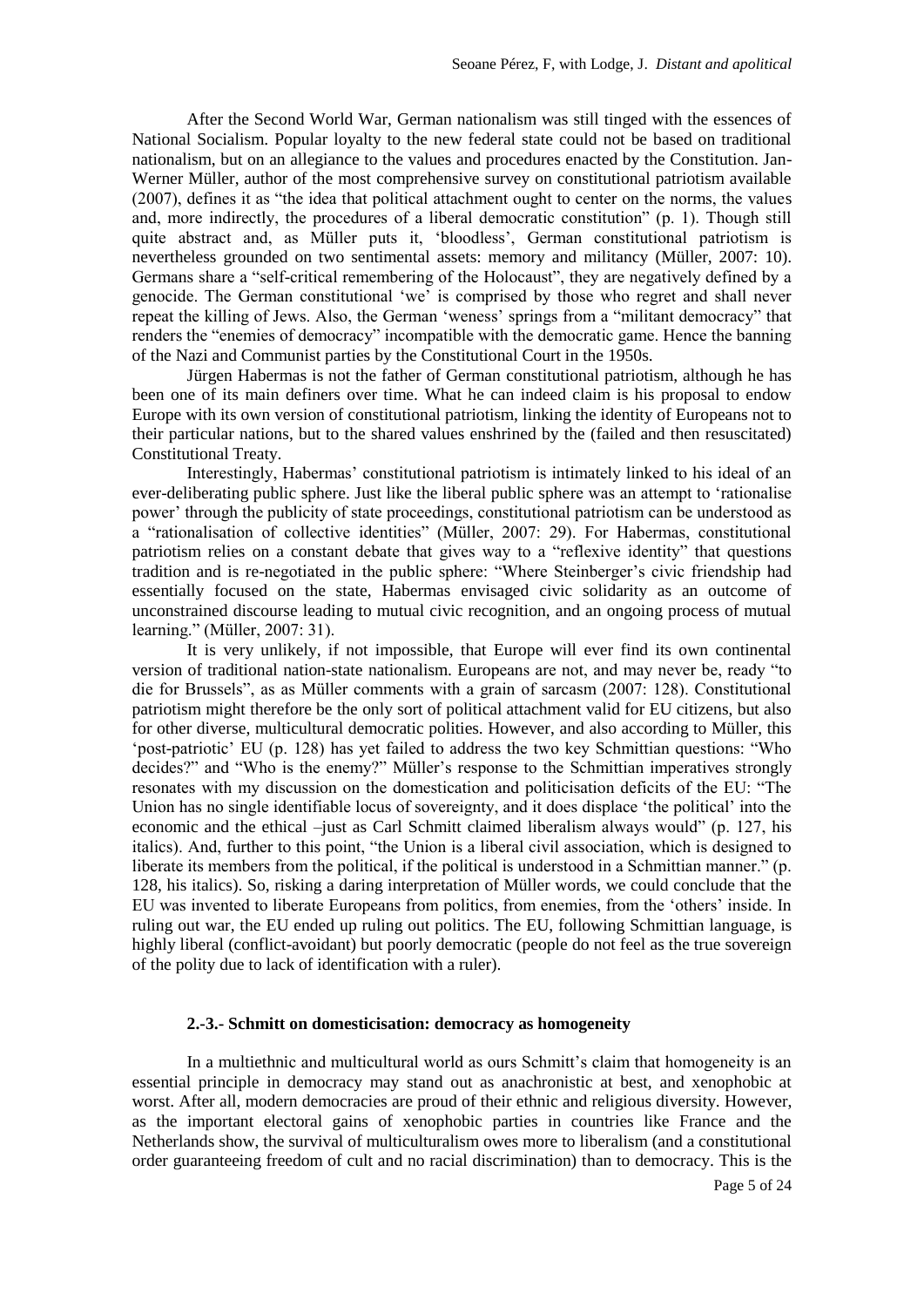After the Second World War, German nationalism was still tinged with the essences of National Socialism. Popular loyalty to the new federal state could not be based on traditional nationalism, but on an allegiance to the values and procedures enacted by the Constitution. Jan-Werner Müller, author of the most comprehensive survey on constitutional patriotism available (2007), defines it as "the idea that political attachment ought to center on the norms, the values and, more indirectly, the procedures of a liberal democratic constitution" (p. 1). Though still quite abstract and, as Müller puts it, 'bloodless', German constitutional patriotism is nevertheless grounded on two sentimental assets: memory and militancy (Müller, 2007: 10). Germans share a "self-critical remembering of the Holocaust", they are negatively defined by a genocide. The German constitutional 'we' is comprised by those who regret and shall never repeat the killing of Jews. Also, the German 'weness' springs from a "militant democracy" that renders the "enemies of democracy" incompatible with the democratic game. Hence the banning of the Nazi and Communist parties by the Constitutional Court in the 1950s.

Jürgen Habermas is not the father of German constitutional patriotism, although he has been one of its main definers over time. What he can indeed claim is his proposal to endow Europe with its own version of constitutional patriotism, linking the identity of Europeans not to their particular nations, but to the shared values enshrined by the (failed and then resuscitated) Constitutional Treaty.

Interestingly, Habermas' constitutional patriotism is intimately linked to his ideal of an ever-deliberating public sphere. Just like the liberal public sphere was an attempt to 'rationalise power' through the publicity of state proceedings, constitutional patriotism can be understood as a "rationalisation of collective identities" (Müller, 2007: 29). For Habermas, constitutional patriotism relies on a constant debate that gives way to a "reflexive identity" that questions tradition and is re-negotiated in the public sphere: "Where Steinberger's civic friendship had essentially focused on the state, Habermas envisaged civic solidarity as an outcome of unconstrained discourse leading to mutual civic recognition, and an ongoing process of mutual learning." (Müller, 2007: 31).

It is very unlikely, if not impossible, that Europe will ever find its own continental version of traditional nation-state nationalism. Europeans are not, and may never be, ready "to die for Brussels", as as Müller comments with a grain of sarcasm (2007: 128). Constitutional patriotism might therefore be the only sort of political attachment valid for EU citizens, but also for other diverse, multicultural democratic polities. However, and also according to Müller, this 'post-patriotic' EU (p. 128) has yet failed to address the two key Schmittian questions: "Who decides?" and "Who is the enemy?" Müller's response to the Schmittian imperatives strongly resonates with my discussion on the domestication and politicisation deficits of the EU: "The Union has no single identifiable locus of sovereignty, and it does displace 'the political' into the economic and the ethical –just as Carl Schmitt claimed liberalism always would" (p. 127, his italics). And, further to this point, "the Union is a liberal civil association, which is designed to liberate its members from the political, if the political is understood in a Schmittian manner." (p. 128, his italics). So, risking a daring interpretation of Müller words, we could conclude that the EU was invented to liberate Europeans from politics, from enemies, from the 'others' inside. In ruling out war, the EU ended up ruling out politics. The EU, following Schmittian language, is highly liberal (conflict-avoidant) but poorly democratic (people do not feel as the true sovereign of the polity due to lack of identification with a ruler).

### 2.-3.- Schmitt on domesticisation: democracy as homogeneity

In a multiethnic and multicultural world as ours Schmitt's claim that homogeneity is an essential principle in democracy may stand out as anachronistic at best, and xenophobic at worst. After all, modern democracies are proud of their ethnic and religious diversity. However, as the important electoral gains of xenophobic parties in countries like France and the Netherlands show, the survival of multiculturalism owes more to liberalism (and a constitutional order guaranteeing freedom of cult and no racial discrimination) than to democracy. This is the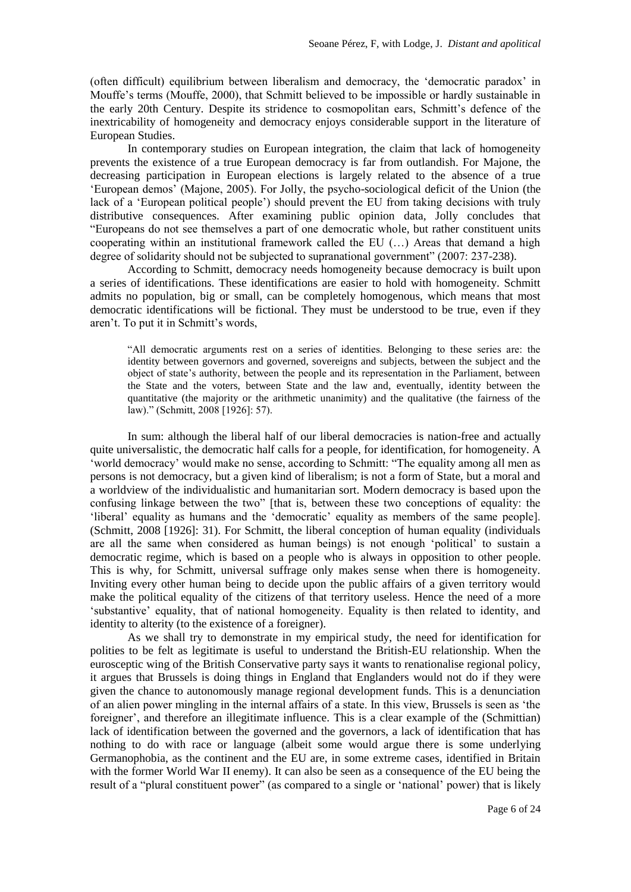(often difficult) equilibrium between liberalism and democracy, the 'democratic paradox' in Mouffe's terms (Mouffe, 2000), that Schmitt believed to be impossible or hardly sustainable in the early 20th Century. Despite its stridence to cosmopolitan ears, Schmitt's defence of the inextricability of homogeneity and democracy enjoys considerable support in the literature of European Studies.

In contemporary studies on European integration, the claim that lack of homogeneity prevents the existence of a true European democracy is far from outlandish. For Majone, the decreasing participation in European elections is largely related to the absence of a true 'European demos' (Majone, 2005). For Jolly, the psycho-sociological deficit of the Union (the lack of a 'European political people') should prevent the EU from taking decisions with truly distributive consequences. After examining public opinion data, Jolly concludes that "Europeans do not see themselves a part of one democratic whole, but rather constituent units cooperating within an institutional framework called the EU (…) Areas that demand a high degree of solidarity should not be subjected to supranational government" (2007: 237-238).

According to Schmitt, democracy needs homogeneity because democracy is built upon a series of identifications. These identifications are easier to hold with homogeneity. Schmitt admits no population, big or small, can be completely homogenous, which means that most democratic identifications will be fictional. They must be understood to be true, even if they aren't. To put it in Schmitt's words,

> "All democratic arguments rest on a series of identities. Belonging to these series are: the identity between governors and governed, sovereigns and subjects, between the subject and the object of state's authority, between the people and its representation in the Parliament, between the State and the voters, between State and the law and, eventually, identity between the quantitative (the majority or the arithmetic unanimity) and the qualitative (the fairness of the law)." (Schmitt, 2008 [1926]: 57).

In sum: although the liberal half of our liberal democracies is nation-free and actually quite universalistic, the democratic half calls for a people, for identification, for homogeneity. A 'world democracy' would make no sense, according to Schmitt: "The equality among all men as persons is not democracy, but a given kind of liberalism; is not a form of State, but a moral and a worldview of the individualistic and humanitarian sort. Modern democracy is based upon the confusing linkage between the two" [that is, between these two conceptions of equality: the 'liberal' equality as humans and the 'democratic' equality as members of the same people]. (Schmitt, 2008 [1926]: 31). For Schmitt, the liberal conception of human equality (individuals are all the same when considered as human beings) is not enough 'political' to sustain a democratic regime, which is based on a people who is always in opposition to other people. This is why, for Schmitt, universal suffrage only makes sense when there is homogeneity. Inviting every other human being to decide upon the public affairs of a given territory would make the political equality of the citizens of that territory useless. Hence the need of a more 'substantive' equality, that of national homogeneity. Equality is then related to identity, and identity to alterity (to the existence of a foreigner).

As we shall try to demonstrate in my empirical study, the need for identification for polities to be felt as legitimate is useful to understand the British-EU relationship. When the eurosceptic wing of the British Conservative party says it wants to renationalise regional policy, it argues that Brussels is doing things in England that Englanders would not do if they were given the chance to autonomously manage regional development funds. This is a denunciation of an alien power mingling in the internal affairs of a state. In this view, Brussels is seen as 'the foreigner', and therefore an illegitimate influence. This is a clear example of the (Schmittian) lack of identification between the governed and the governors, a lack of identification that has nothing to do with race or language (albeit some would argue there is some underlying Germanophobia, as the continent and the EU are, in some extreme cases, identified in Britain with the former World War II enemy). It can also be seen as a consequence of the EU being the result of a "plural constituent power" (as compared to a single or 'national' power) that is likely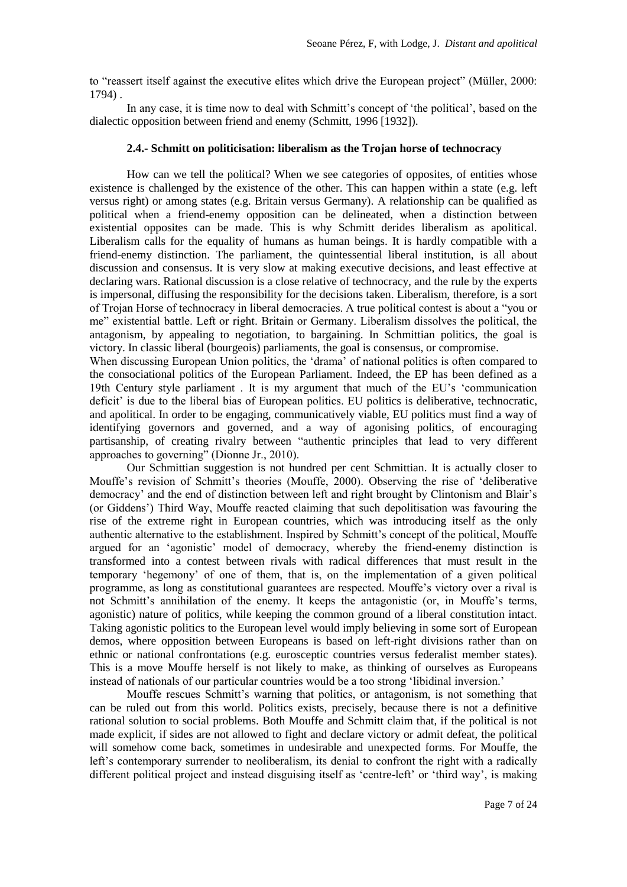to "reassert itself against the executive elites which drive the European project" (Müller, 2000: 1794) .

In any case, it is time now to deal with Schmitt's concept of 'the political', based on the dialectic opposition between friend and enemy (Schmitt, 1996 [1932]).

### 2.4.- Schmitt on politicisation: liberalism as the Trojan horse of technocracy

How can we tell the political? When we see categories of opposites, of entities whose existence is challenged by the existence of the other. This can happen within a state (e.g. left versus right) or among states (e.g. Britain versus Germany). A relationship can be qualified as political when a friend-enemy opposition can be delineated, when a distinction between existential opposites can be made. This is why Schmitt derides liberalism as apolitical. Liberalism calls for the equality of humans as human beings. It is hardly compatible with a friend-enemy distinction. The parliament, the quintessential liberal institution, is all about discussion and consensus. It is very slow at making executive decisions, and least effective at declaring wars. Rational discussion is a close relative of technocracy, and the rule by the experts is impersonal, diffusing the responsibility for the decisions taken. Liberalism, therefore, is a sort of Trojan Horse of technocracy in liberal democracies. A true political contest is about a "you or me" existential battle. Left or right. Britain or Germany. Liberalism dissolves the political, the antagonism, by appealing to negotiation, to bargaining. In Schmittian politics, the goal is victory. In classic liberal (bourgeois) parliaments, the goal is consensus, or compromise.

When discussing European Union politics, the 'drama' of national politics is often compared to the consociational politics of the European Parliament. Indeed, the EP has been defined as a 19th Century style parliament . It is my argument that much of the EU's 'communication deficit' is due to the liberal bias of European politics. EU politics is deliberative, technocratic, and apolitical. In order to be engaging, communicatively viable, EU politics must find a way of identifying governors and governed, and a way of agonising politics, of encouraging partisanship, of creating rivalry between "authentic principles that lead to very different approaches to governing" (Dionne Jr., 2010).

Our Schmittian suggestion is not hundred per cent Schmittian. It is actually closer to Mouffe's revision of Schmitt's theories (Mouffe, 2000). Observing the rise of 'deliberative democracy' and the end of distinction between left and right brought by Clintonism and Blair's (or Giddens') Third Way, Mouffe reacted claiming that such depolitisation was favouring the rise of the extreme right in European countries, which was introducing itself as the only authentic alternative to the establishment. Inspired by Schmitt's concept of the political, Mouffe argued for an 'agonistic' model of democracy, whereby the friend-enemy distinction is transformed into a contest between rivals with radical differences that must result in the temporary 'hegemony' of one of them, that is, on the implementation of a given political programme, as long as constitutional guarantees are respected. Mouffe's victory over a rival is not Schmitt's annihilation of the enemy. It keeps the antagonistic (or, in Mouffe's terms, agonistic) nature of politics, while keeping the common ground of a liberal constitution intact. Taking agonistic politics to the European level would imply believing in some sort of European demos, where opposition between Europeans is based on left-right divisions rather than on ethnic or national confrontations (e.g. eurosceptic countries versus federalist member states). This is a move Mouffe herself is not likely to make, as thinking of ourselves as Europeans instead of nationals of our particular countries would be a too strong 'libidinal inversion.'

Mouffe rescues Schmitt's warning that politics, or antagonism, is not something that can be ruled out from this world. Politics exists, precisely, because there is not a definitive rational solution to social problems. Both Mouffe and Schmitt claim that, if the political is not made explicit, if sides are not allowed to fight and declare victory or admit defeat, the political will somehow come back, sometimes in undesirable and unexpected forms. For Mouffe, the left's contemporary surrender to neoliberalism, its denial to confront the right with a radically different political project and instead disguising itself as 'centre-left' or 'third way', is making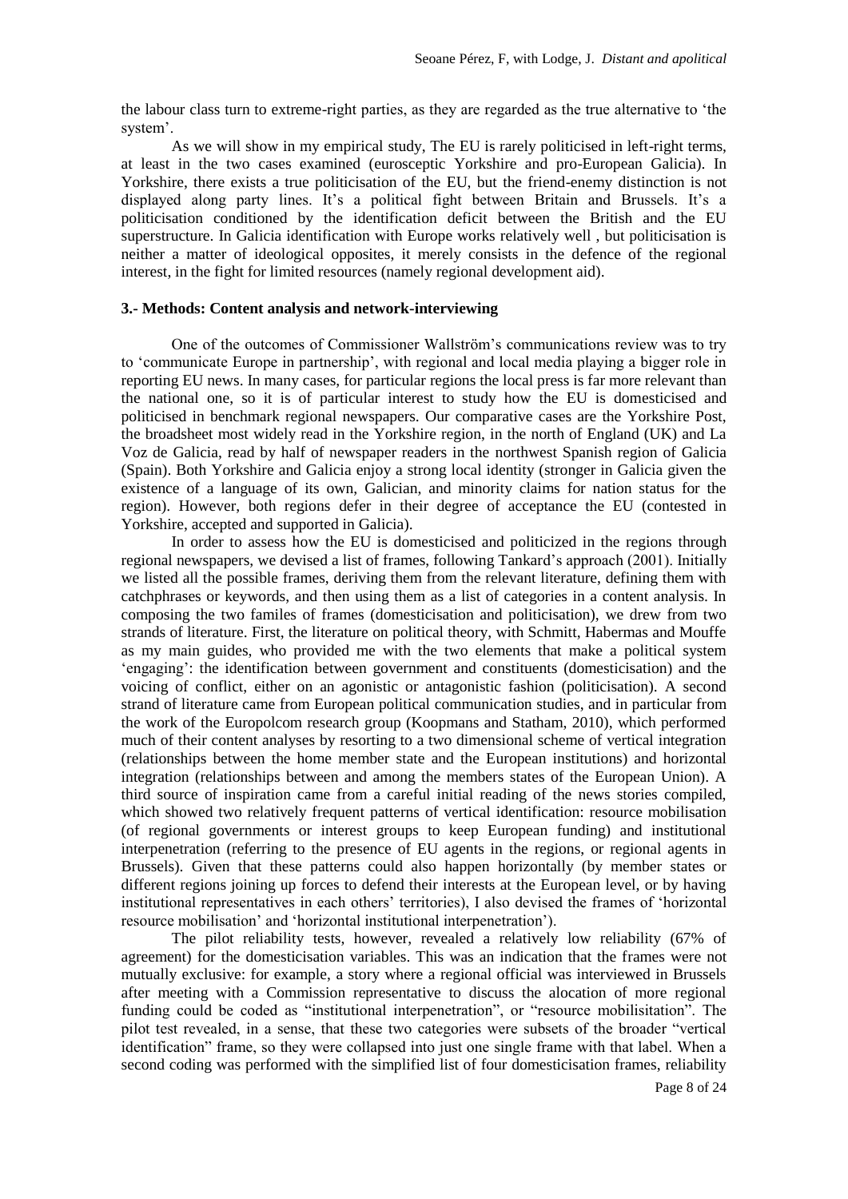the labour class turn to extreme-right parties, as they are regarded as the true alternative to 'the system'.

As we will show in my empirical study, The EU is rarely politicised in left-right terms, at least in the two cases examined (eurosceptic Yorkshire and pro-European Galicia). In Yorkshire, there exists a true politicisation of the EU, but the friend-enemy distinction is not displayed along party lines. It's a political fight between Britain and Brussels. It's a politicisation conditioned by the identification deficit between the British and the EU superstructure. In Galicia identification with Europe works relatively well , but politicisation is neither a matter of ideological opposites, it merely consists in the defence of the regional interest, in the fight for limited resources (namely regional development aid).

### 3.- Methods: Content analysis and network-interviewing

One of the outcomes of Commissioner Wallström's communications review was to try to 'communicate Europe in partnership', with regional and local media playing a bigger role in reporting EU news. In many cases, for particular regions the local press is far more relevant than the national one, so it is of particular interest to study how the EU is domesticised and politicised in benchmark regional newspapers. Our comparative cases are the Yorkshire Post, the broadsheet most widely read in the Yorkshire region, in the north of England (UK) and La Voz de Galicia, read by half of newspaper readers in the northwest Spanish region of Galicia (Spain). Both Yorkshire and Galicia enjoy a strong local identity (stronger in Galicia given the existence of a language of its own, Galician, and minority claims for nation status for the region). However, both regions defer in their degree of acceptance the EU (contested in Yorkshire, accepted and supported in Galicia).

In order to assess how the EU is domesticised and politicized in the regions through regional newspapers, we devised a list of frames, following Tankard's approach (2001). Initially we listed all the possible frames, deriving them from the relevant literature, defining them with catchphrases or keywords, and then using them as a list of categories in a content analysis. In composing the two familes of frames (domesticisation and politicisation), we drew from two strands of literature. First, the literature on political theory, with Schmitt, Habermas and Mouffe as my main guides, who provided me with the two elements that make a political system 'engaging': the identification between government and constituents (domesticisation) and the voicing of conflict, either on an agonistic or antagonistic fashion (politicisation). A second strand of literature came from European political communication studies, and in particular from the work of the Europolcom research group (Koopmans and Statham, 2010), which performed much of their content analyses by resorting to a two dimensional scheme of vertical integration (relationships between the home member state and the European institutions) and horizontal integration (relationships between and among the members states of the European Union). A third source of inspiration came from a careful initial reading of the news stories compiled, which showed two relatively frequent patterns of vertical identification: resource mobilisation (of regional governments or interest groups to keep European funding) and institutional interpenetration (referring to the presence of EU agents in the regions, or regional agents in Brussels). Given that these patterns could also happen horizontally (by member states or different regions joining up forces to defend their interests at the European level, or by having institutional representatives in each others' territories), I also devised the frames of 'horizontal resource mobilisation' and 'horizontal institutional interpenetration').

The pilot reliability tests, however, revealed a relatively low reliability (67% of agreement) for the domesticisation variables. This was an indication that the frames were not mutually exclusive: for example, a story where a regional official was interviewed in Brussels after meeting with a Commission representative to discuss the alocation of more regional funding could be coded as "institutional interpenetration", or "resource mobilisitation". The pilot test revealed, in a sense, that these two categories were subsets of the broader "vertical identification" frame, so they were collapsed into just one single frame with that label. When a second coding was performed with the simplified list of four domesticisation frames, reliability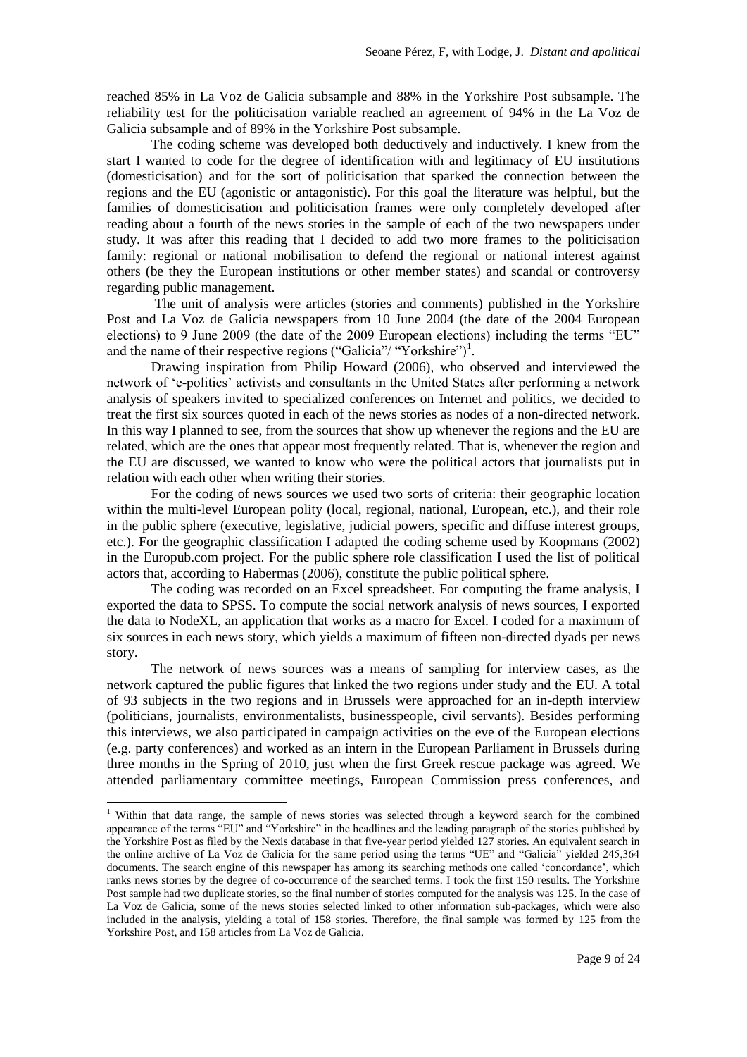reached 85% in La Voz de Galicia subsample and 88% in the Yorkshire Post subsample. The reliability test for the politicisation variable reached an agreement of 94% in the La Voz de Galicia subsample and of 89% in the Yorkshire Post subsample.

The coding scheme was developed both deductively and inductively. I knew from the start I wanted to code for the degree of identification with and legitimacy of EU institutions (domesticisation) and for the sort of politicisation that sparked the connection between the regions and the EU (agonistic or antagonistic). For this goal the literature was helpful, but the families of domesticisation and politicisation frames were only completely developed after reading about a fourth of the news stories in the sample of each of the two newspapers under study. It was after this reading that I decided to add two more frames to the politicisation family: regional or national mobilisation to defend the regional or national interest against others (be they the European institutions or other member states) and scandal or controversy regarding public management.

The unit of analysis were articles (stories and comments) published in the Yorkshire Post and La Voz de Galicia newspapers from 10 June 2004 (the date of the 2004 European elections) to 9 June 2009 (the date of the 2009 European elections) including the terms "EU" and the name of their respective regions ("Galicia"/ "Yorkshire")[1].

Drawing inspiration from Philip Howard (2006), who observed and interviewed the network of 'e-politics' activists and consultants in the United States after performing a network analysis of speakers invited to specialized conferences on Internet and politics, we decided to treat the first six sources quoted in each of the news stories as nodes of a non-directed network. In this way I planned to see, from the sources that show up whenever the regions and the EU are related, which are the ones that appear most frequently related. That is, whenever the region and the EU are discussed, we wanted to know who were the political actors that journalists put in relation with each other when writing their stories.

For the coding of news sources we used two sorts of criteria: their geographic location within the multi-level European polity (local, regional, national, European, etc.), and their role in the public sphere (executive, legislative, judicial powers, specific and diffuse interest groups, etc.). For the geographic classification I adapted the coding scheme used by Koopmans (2002) in the Europub.com project. For the public sphere role classification I used the list of political actors that, according to Habermas (2006), constitute the public political sphere.

The coding was recorded on an Excel spreadsheet. For computing the frame analysis, I exported the data to SPSS. To compute the social network analysis of news sources, I exported the data to NodeXL, an application that works as a macro for Excel. I coded for a maximum of six sources in each news story, which yields a maximum of fifteen non-directed dyads per news story.

The network of news sources was a means of sampling for interview cases, as the network captured the public figures that linked the two regions under study and the EU. A total of 93 subjects in the two regions and in Brussels were approached for an in-depth interview (politicians, journalists, environmentalists, businesspeople, civil servants). Besides performing this interviews, we also participated in campaign activities on the eve of the European elections (e.g. party conferences) and worked as an intern in the European Parliament in Brussels during three months in the Spring of 2010, just when the first Greek rescue package was agreed. We attended parliamentary committee meetings, European Commission press conferences, and

---

[1] Within that data range, the sample of news stories was selected through a keyword search for the combined appearance of the terms "EU" and "Yorkshire" in the headlines and the leading paragraph of the stories published by the Yorkshire Post as filed by the Nexis database in that five-year period yielded 127 stories. An equivalent search in the online archive of La Voz de Galicia for the same period using the terms "UE" and "Galicia" yielded 245,364 documents. The search engine of this newspaper has among its searching methods one called 'concordance', which ranks news stories by the degree of co-occurrence of the searched terms. I took the first 150 results. The Yorkshire Post sample had two duplicate stories, so the final number of stories computed for the analysis was 125. In the case of La Voz de Galicia, some of the news stories selected linked to other information sub-packages, which were also included in the analysis, yielding a total of 158 stories. Therefore, the final sample was formed by 125 from the Yorkshire Post, and 158 articles from La Voz de Galicia.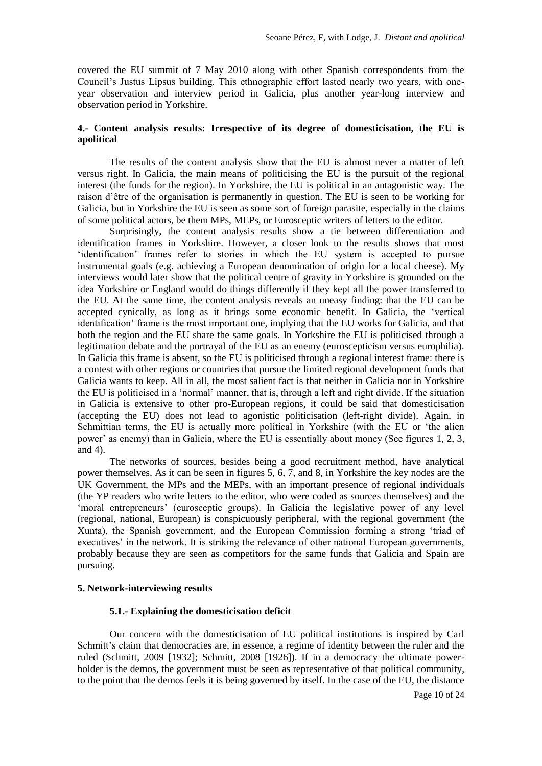covered the EU summit of 7 May 2010 along with other Spanish correspondents from the Council's Justus Lipsus building. This ethnographic effort lasted nearly two years, with one-year observation and interview period in Galicia, plus another year-long interview and observation period in Yorkshire.

## 4.- Content analysis results: Irrespective of its degree of domesticisation, the EU is apolitical

The results of the content analysis show that the EU is almost never a matter of left versus right. In Galicia, the main means of politicising the EU is the pursuit of the regional interest (the funds for the region). In Yorkshire, the EU is political in an antagonistic way. The raison d'être of the organisation is permanently in question. The EU is seen to be working for Galicia, but in Yorkshire the EU is seen as some sort of foreign parasite, especially in the claims of some political actors, be them MPs, MEPs, or Eurosceptic writers of letters to the editor.

Surprisingly, the content analysis results show a tie between differentiation and identification frames in Yorkshire. However, a closer look to the results shows that most 'identification' frames refer to stories in which the EU system is accepted to pursue instrumental goals (e.g. achieving a European denomination of origin for a local cheese). My interviews would later show that the political centre of gravity in Yorkshire is grounded on the idea Yorkshire or England would do things differently if they kept all the power transferred to the EU. At the same time, the content analysis reveals an uneasy finding: that the EU can be accepted cynically, as long as it brings some economic benefit. In Galicia, the 'vertical identification' frame is the most important one, implying that the EU works for Galicia, and that both the region and the EU share the same goals. In Yorkshire the EU is politicised through a legitimation debate and the portrayal of the EU as an enemy (euroscepticism versus europhilia). In Galicia this frame is absent, so the EU is politicised through a regional interest frame: there is a contest with other regions or countries that pursue the limited regional development funds that Galicia wants to keep. All in all, the most salient fact is that neither in Galicia nor in Yorkshire the EU is politicised in a 'normal' manner, that is, through a left and right divide. If the situation in Galicia is extensive to other pro-European regions, it could be said that domesticisation (accepting the EU) does not lead to agonistic politicisation (left-right divide). Again, in Schmittian terms, the EU is actually more political in Yorkshire (with the EU or 'the alien power' as enemy) than in Galicia, where the EU is essentially about money (See figures 1, 2, 3, and 4).

The networks of sources, besides being a good recruitment method, have analytical power themselves. As it can be seen in figures 5, 6, 7, and 8, in Yorkshire the key nodes are the UK Government, the MPs and the MEPs, with an important presence of regional individuals (the YP readers who write letters to the editor, who were coded as sources themselves) and the 'moral entrepreneurs' (eurosceptic groups). In Galicia the legislative power of any level (regional, national, European) is conspicuously peripheral, with the regional government (the Xunta), the Spanish government, and the European Commission forming a strong 'triad of executives' in the network. It is striking the relevance of other national European governments, probably because they are seen as competitors for the same funds that Galicia and Spain are pursuing.

## 5. Network-interviewing results

### 5.1.- Explaining the domesticisation deficit

Our concern with the domesticisation of EU political institutions is inspired by Carl Schmitt's claim that democracies are, in essence, a regime of identity between the ruler and the ruled (Schmitt, 2009 [1932]; Schmitt, 2008 [1926]). If in a democracy the ultimate power-holder is the demos, the government must be seen as representative of that political community, to the point that the demos feels it is being governed by itself. In the case of the EU, the distance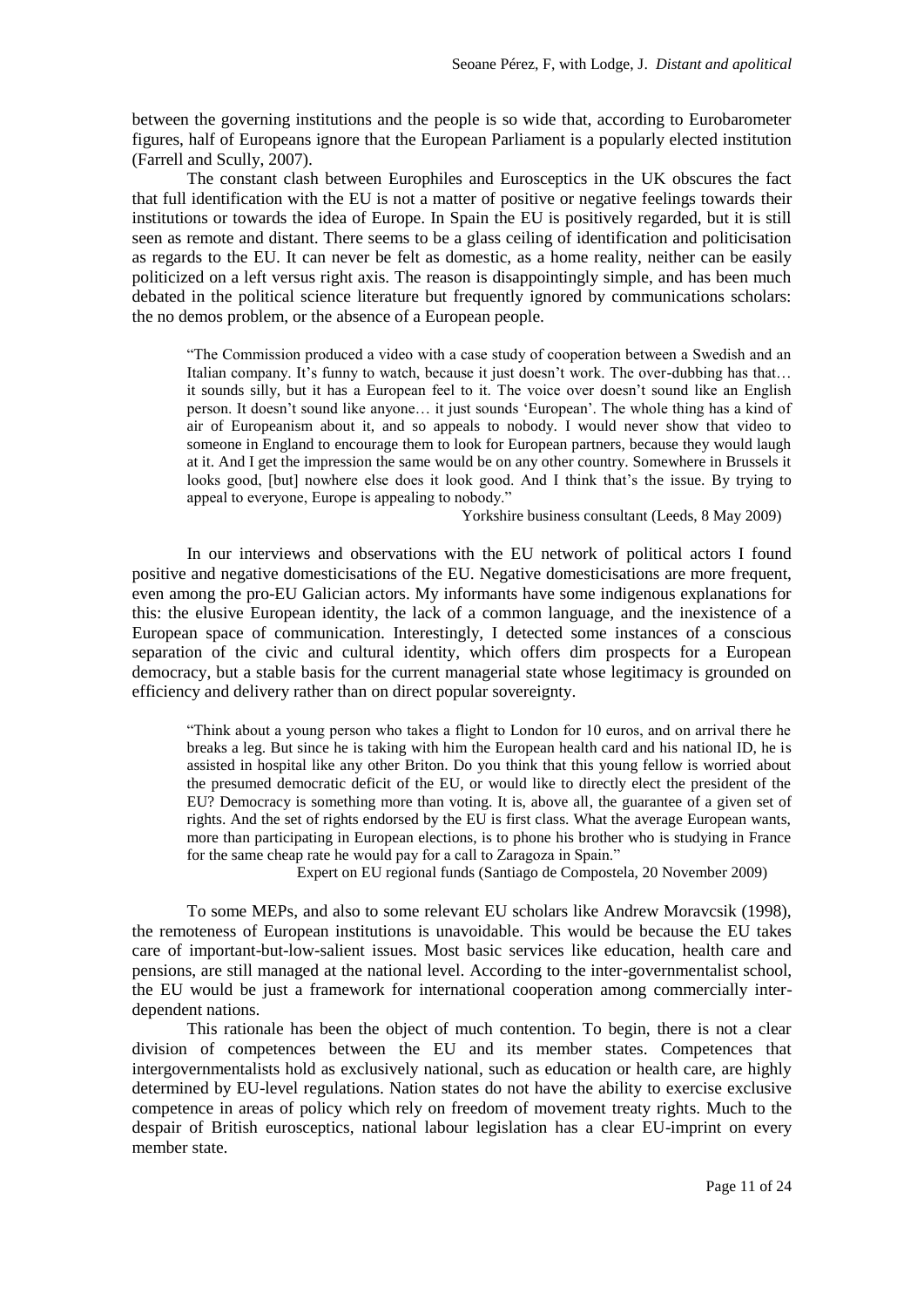between the governing institutions and the people is so wide that, according to Eurobarometer figures, half of Europeans ignore that the European Parliament is a popularly elected institution (Farrell and Scully, 2007).

The constant clash between Europhiles and Eurosceptics in the UK obscures the fact that full identification with the EU is not a matter of positive or negative feelings towards their institutions or towards the idea of Europe. In Spain the EU is positively regarded, but it is still seen as remote and distant. There seems to be a glass ceiling of identification and politicisation as regards to the EU. It can never be felt as domestic, as a home reality, neither can be easily politicized on a left versus right axis. The reason is disappointingly simple, and has been much debated in the political science literature but frequently ignored by communications scholars: the no demos problem, or the absence of a European people.

> "The Commission produced a video with a case study of cooperation between a Swedish and an Italian company. It's funny to watch, because it just doesn't work. The over-dubbing has that… it sounds silly, but it has a European feel to it. The voice over doesn't sound like an English person. It doesn't sound like anyone… it just sounds 'European'. The whole thing has a kind of air of Europeanism about it, and so appeals to nobody. I would never show that video to someone in England to encourage them to look for European partners, because they would laugh at it. And I get the impression the same would be on any other country. Somewhere in Brussels it looks good, [but] nowhere else does it look good. And I think that's the issue. By trying to appeal to everyone, Europe is appealing to nobody."
>
> Yorkshire business consultant (Leeds, 8 May 2009)

In our interviews and observations with the EU network of political actors I found positive and negative domesticisations of the EU. Negative domesticisations are more frequent, even among the pro-EU Galician actors. My informants have some indigenous explanations for this: the elusive European identity, the lack of a common language, and the inexistence of a European space of communication. Interestingly, I detected some instances of a conscious separation of the civic and cultural identity, which offers dim prospects for a European democracy, but a stable basis for the current managerial state whose legitimacy is grounded on efficiency and delivery rather than on direct popular sovereignty.

> "Think about a young person who takes a flight to London for 10 euros, and on arrival there he breaks a leg. But since he is taking with him the European health card and his national ID, he is assisted in hospital like any other Briton. Do you think that this young fellow is worried about the presumed democratic deficit of the EU, or would like to directly elect the president of the EU? Democracy is something more than voting. It is, above all, the guarantee of a given set of rights. And the set of rights endorsed by the EU is first class. What the average European wants, more than participating in European elections, is to phone his brother who is studying in France for the same cheap rate he would pay for a call to Zaragoza in Spain."
>
> Expert on EU regional funds (Santiago de Compostela, 20 November 2009)

To some MEPs, and also to some relevant EU scholars like Andrew Moravcsik (1998), the remoteness of European institutions is unavoidable. This would be because the EU takes care of important-but-low-salient issues. Most basic services like education, health care and pensions, are still managed at the national level. According to the inter-governmentalist school, the EU would be just a framework for international cooperation among commercially inter-dependent nations.

This rationale has been the object of much contention. To begin, there is not a clear division of competences between the EU and its member states. Competences that intergovernmentalists hold as exclusively national, such as education or health care, are highly determined by EU-level regulations. Nation states do not have the ability to exercise exclusive competence in areas of policy which rely on freedom of movement treaty rights. Much to the despair of British eurosceptics, national labour legislation has a clear EU-imprint on every member state.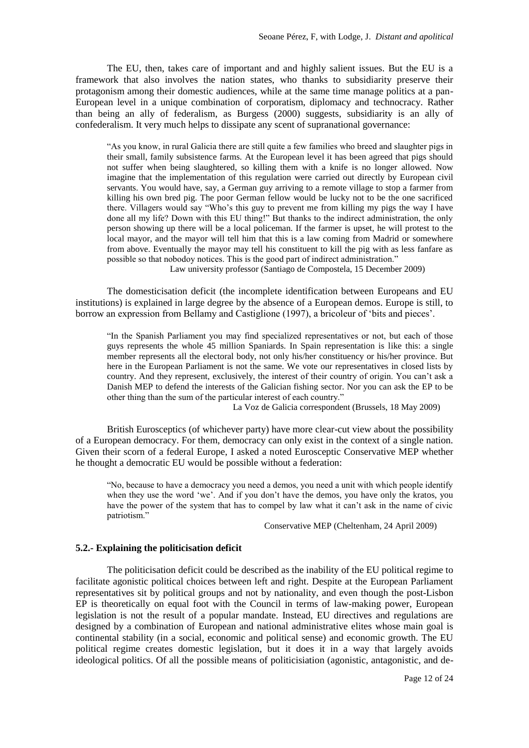The EU, then, takes care of important and and highly salient issues. But the EU is a framework that also involves the nation states, who thanks to subsidiarity preserve their protagonism among their domestic audiences, while at the same time manage politics at a pan-European level in a unique combination of corporatism, diplomacy and technocracy. Rather than being an ally of federalism, as Burgess (2000) suggests, subsidiarity is an ally of confederalism. It very much helps to dissipate any scent of supranational governance:

> "As you know, in rural Galicia there are still quite a few families who breed and slaughter pigs in their small, family subsistence farms. At the European level it has been agreed that pigs should not suffer when being slaughtered, so killing them with a knife is no longer allowed. Now imagine that the implementation of this regulation were carried out directly by European civil servants. You would have, say, a German guy arriving to a remote village to stop a farmer from killing his own bred pig. The poor German fellow would be lucky not to be the one sacrificed there. Villagers would say "Who's this guy to prevent me from killing my pigs the way I have done all my life? Down with this EU thing!" But thanks to the indirect administration, the only person showing up there will be a local policeman. If the farmer is upset, he will protest to the local mayor, and the mayor will tell him that this is a law coming from Madrid or somewhere from above. Eventually the mayor may tell his constituent to kill the pig with as less fanfare as possible so that nobodoy notices. This is the good part of indirect administration."
>
> Law university professor (Santiago de Compostela, 15 December 2009)

The domesticisation deficit (the incomplete identification between Europeans and EU institutions) is explained in large degree by the absence of a European demos. Europe is still, to borrow an expression from Bellamy and Castiglione (1997), a bricoleur of 'bits and pieces'.

> "In the Spanish Parliament you may find specialized representatives or not, but each of those guys represents the whole 45 million Spaniards. In Spain representation is like this: a single member represents all the electoral body, not only his/her constituency or his/her province. But here in the European Parliament is not the same. We vote our representatives in closed lists by country. And they represent, exclusively, the interest of their country of origin. You can't ask a Danish MEP to defend the interests of the Galician fishing sector. Nor you can ask the EP to be other thing than the sum of the particular interest of each country."
>
> La Voz de Galicia correspondent (Brussels, 18 May 2009)

British Eurosceptics (of whichever party) have more clear-cut view about the possibility of a European democracy. For them, democracy can only exist in the context of a single nation. Given their scorn of a federal Europe, I asked a noted Eurosceptic Conservative MEP whether he thought a democratic EU would be possible without a federation:

> "No, because to have a democracy you need a demos, you need a unit with which people identify when they use the word 'we'. And if you don't have the demos, you have only the kratos, you have the power of the system that has to compel by law what it can't ask in the name of civic patriotism."
>
> Conservative MEP (Cheltenham, 24 April 2009)

### 5.2.- Explaining the politicisation deficit

The politicisation deficit could be described as the inability of the EU political regime to facilitate agonistic political choices between left and right. Despite at the European Parliament representatives sit by political groups and not by nationality, and even though the post-Lisbon EP is theoretically on equal foot with the Council in terms of law-making power, European legislation is not the result of a popular mandate. Instead, EU directives and regulations are designed by a combination of European and national administrative elites whose main goal is continental stability (in a social, economic and political sense) and economic growth. The EU political regime creates domestic legislation, but it does it in a way that largely avoids ideological politics. Of all the possible means of politicisiation (agonistic, antagonistic, and de-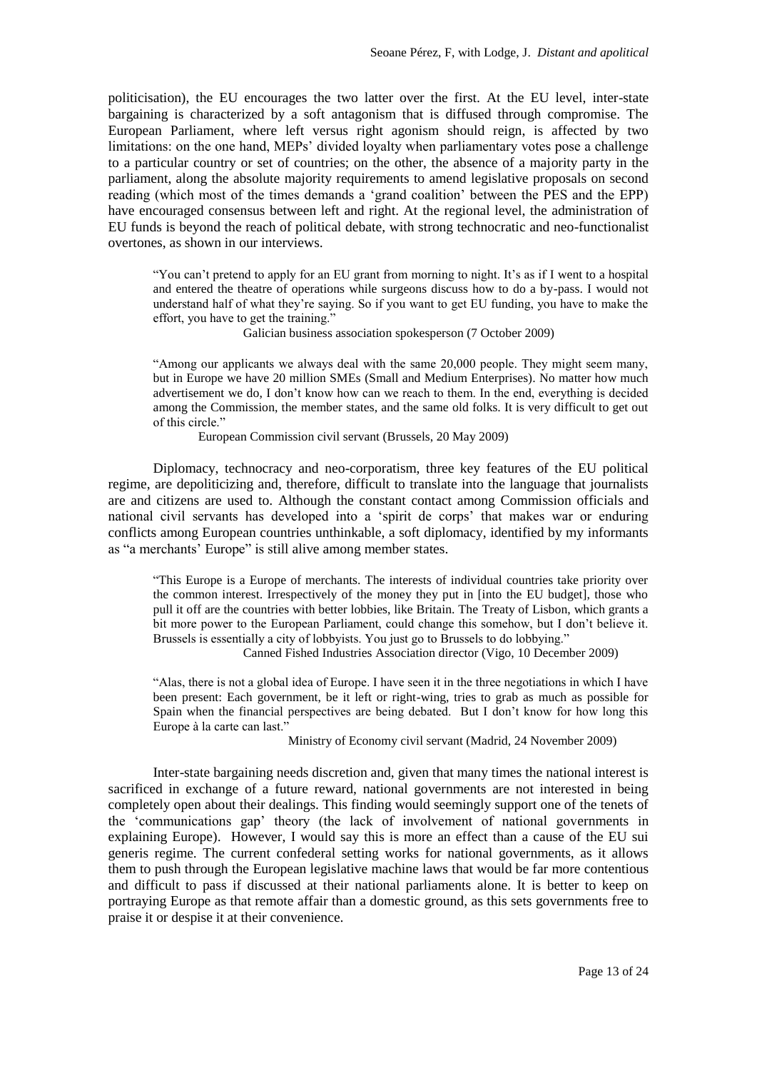politicisation), the EU encourages the two latter over the first. At the EU level, inter-state bargaining is characterized by a soft antagonism that is diffused through compromise. The European Parliament, where left versus right agonism should reign, is affected by two limitations: on the one hand, MEPs' divided loyalty when parliamentary votes pose a challenge to a particular country or set of countries; on the other, the absence of a majority party in the parliament, along the absolute majority requirements to amend legislative proposals on second reading (which most of the times demands a 'grand coalition' between the PES and the EPP) have encouraged consensus between left and right. At the regional level, the administration of EU funds is beyond the reach of political debate, with strong technocratic and neo-functionalist overtones, as shown in our interviews.

> "You can't pretend to apply for an EU grant from morning to night. It's as if I went to a hospital and entered the theatre of operations while surgeons discuss how to do a by-pass. I would not understand half of what they're saying. So if you want to get EU funding, you have to make the effort, you have to get the training."
>
> Galician business association spokesperson (7 October 2009)

> "Among our applicants we always deal with the same 20,000 people. They might seem many, but in Europe we have 20 million SMEs (Small and Medium Enterprises). No matter how much advertisement we do, I don't know how can we reach to them. In the end, everything is decided among the Commission, the member states, and the same old folks. It is very difficult to get out of this circle."
>
> European Commission civil servant (Brussels, 20 May 2009)

Diplomacy, technocracy and neo-corporatism, three key features of the EU political regime, are depoliticizing and, therefore, difficult to translate into the language that journalists are and citizens are used to. Although the constant contact among Commission officials and national civil servants has developed into a 'spirit de corps' that makes war or enduring conflicts among European countries unthinkable, a soft diplomacy, identified by my informants as "a merchants' Europe" is still alive among member states.

> "This Europe is a Europe of merchants. The interests of individual countries take priority over the common interest. Irrespectively of the money they put in [into the EU budget], those who pull it off are the countries with better lobbies, like Britain. The Treaty of Lisbon, which grants a bit more power to the European Parliament, could change this somehow, but I don't believe it. Brussels is essentially a city of lobbyists. You just go to Brussels to do lobbying."
>
> Canned Fished Industries Association director (Vigo, 10 December 2009)

> "Alas, there is not a global idea of Europe. I have seen it in the three negotiations in which I have been present: Each government, be it left or right-wing, tries to grab as much as possible for Spain when the financial perspectives are being debated. But I don't know for how long this Europe à la carte can last."
>
> Ministry of Economy civil servant (Madrid, 24 November 2009)

Inter-state bargaining needs discretion and, given that many times the national interest is sacrificed in exchange of a future reward, national governments are not interested in being completely open about their dealings. This finding would seemingly support one of the tenets of the 'communications gap' theory (the lack of involvement of national governments in explaining Europe). However, I would say this is more an effect than a cause of the EU sui generis regime. The current confederal setting works for national governments, as it allows them to push through the European legislative machine laws that would be far more contentious and difficult to pass if discussed at their national parliaments alone. It is better to keep on portraying Europe as that remote affair than a domestic ground, as this sets governments free to praise it or despise it at their convenience.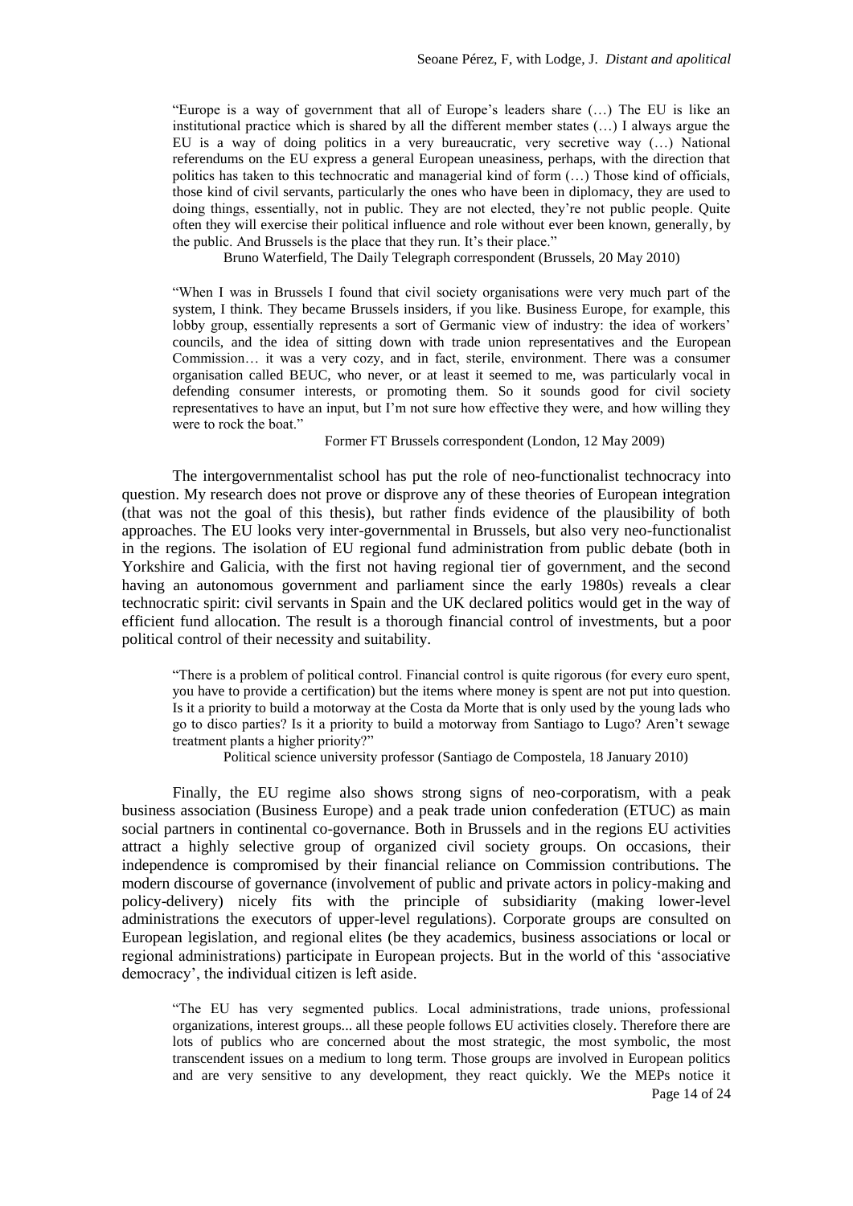> "Europe is a way of government that all of Europe's leaders share (…) The EU is like an institutional practice which is shared by all the different member states (…) I always argue the EU is a way of doing politics in a very bureaucratic, very secretive way (…) National referendums on the EU express a general European uneasiness, perhaps, with the direction that politics has taken to this technocratic and managerial kind of form (…) Those kind of officials, those kind of civil servants, particularly the ones who have been in diplomacy, they are used to doing things, essentially, not in public. They are not elected, they're not public people. Quite often they will exercise their political influence and role without ever been known, generally, by the public. And Brussels is the place that they run. It's their place."
>
> Bruno Waterfield, The Daily Telegraph correspondent (Brussels, 20 May 2010)

> "When I was in Brussels I found that civil society organisations were very much part of the system, I think. They became Brussels insiders, if you like. Business Europe, for example, this lobby group, essentially represents a sort of Germanic view of industry: the idea of workers' councils, and the idea of sitting down with trade union representatives and the European Commission… it was a very cozy, and in fact, sterile, environment. There was a consumer organisation called BEUC, who never, or at least it seemed to me, was particularly vocal in defending consumer interests, or promoting them. So it sounds good for civil society representatives to have an input, but I'm not sure how effective they were, and how willing they were to rock the boat."
>
> Former FT Brussels correspondent (London, 12 May 2009)

The intergovernmentalist school has put the role of neo-functionalist technocracy into question. My research does not prove or disprove any of these theories of European integration (that was not the goal of this thesis), but rather finds evidence of the plausibility of both approaches. The EU looks very inter-governmental in Brussels, but also very neo-functionalist in the regions. The isolation of EU regional fund administration from public debate (both in Yorkshire and Galicia, with the first not having regional tier of government, and the second having an autonomous government and parliament since the early 1980s) reveals a clear technocratic spirit: civil servants in Spain and the UK declared politics would get in the way of efficient fund allocation. The result is a thorough financial control of investments, but a poor political control of their necessity and suitability.

> "There is a problem of political control. Financial control is quite rigorous (for every euro spent, you have to provide a certification) but the items where money is spent are not put into question. Is it a priority to build a motorway at the Costa da Morte that is only used by the young lads who go to disco parties? Is it a priority to build a motorway from Santiago to Lugo? Aren't sewage treatment plants a higher priority?"
>
> Political science university professor (Santiago de Compostela, 18 January 2010)

Finally, the EU regime also shows strong signs of neo-corporatism, with a peak business association (Business Europe) and a peak trade union confederation (ETUC) as main social partners in continental co-governance. Both in Brussels and in the regions EU activities attract a highly selective group of organized civil society groups. On occasions, their independence is compromised by their financial reliance on Commission contributions. The modern discourse of governance (involvement of public and private actors in policy-making and policy-delivery) nicely fits with the principle of subsidiarity (making lower-level administrations the executors of upper-level regulations). Corporate groups are consulted on European legislation, and regional elites (be they academics, business associations or local or regional administrations) participate in European projects. But in the world of this 'associative democracy', the individual citizen is left aside.

> "The EU has very segmented publics. Local administrations, trade unions, professional organizations, interest groups... all these people follows EU activities closely. Therefore there are lots of publics who are concerned about the most strategic, the most symbolic, the most transcendent issues on a medium to long term. Those groups are involved in European politics and are very sensitive to any development, they react quickly. We the MEPs notice it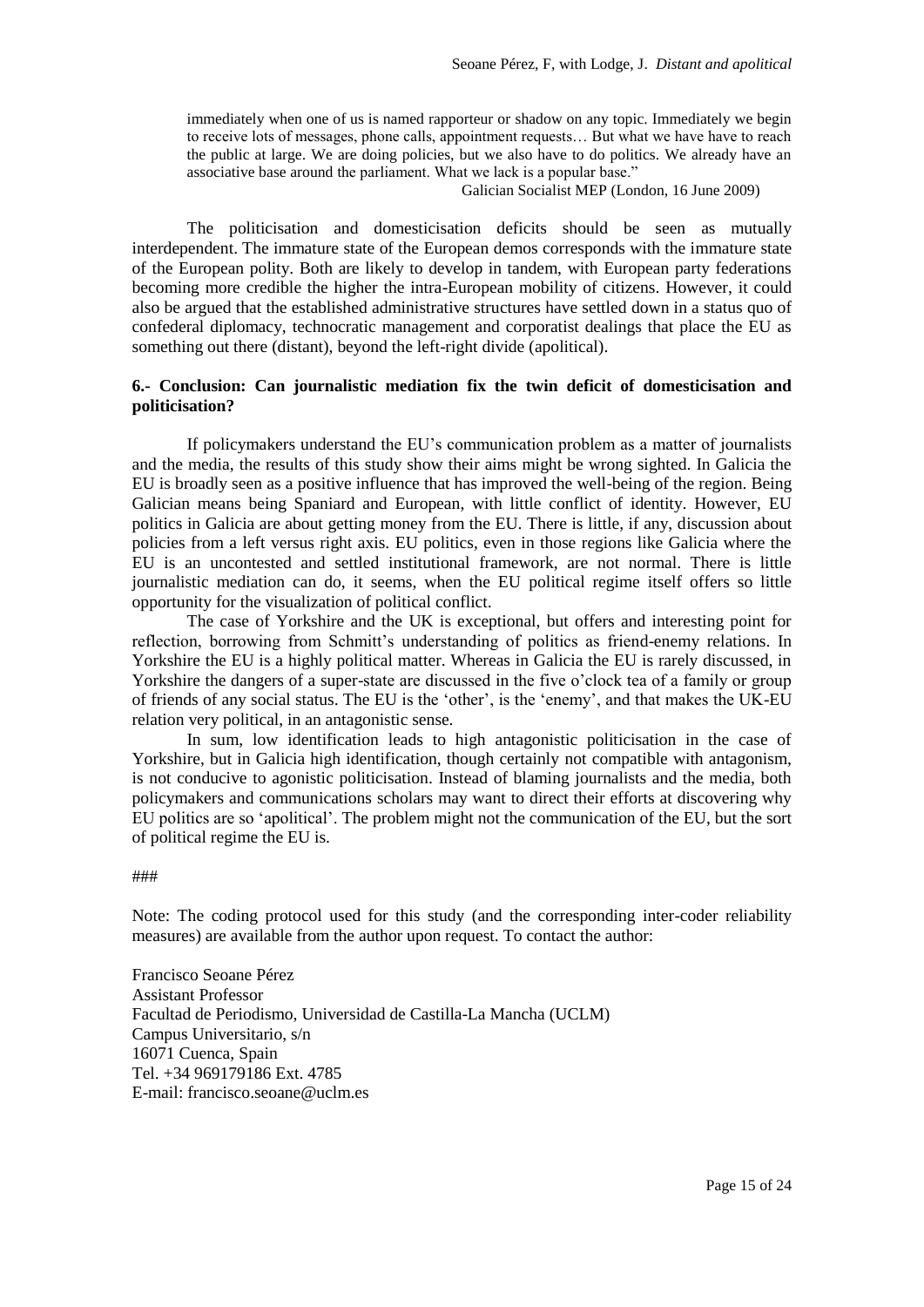> immediately when one of us is named rapporteur or shadow on any topic. Immediately we begin to receive lots of messages, phone calls, appointment requests… But what we have have to reach the public at large. We are doing policies, but we also have to do politics. We already have an associative base around the parliament. What we lack is a popular base."
>
> Galician Socialist MEP (London, 16 June 2009)

The politicisation and domesticisation deficits should be seen as mutually interdependent. The immature state of the European demos corresponds with the immature state of the European polity. Both are likely to develop in tandem, with European party federations becoming more credible the higher the intra-European mobility of citizens. However, it could also be argued that the established administrative structures have settled down in a status quo of confederal diplomacy, technocratic management and corporatist dealings that place the EU as something out there (distant), beyond the left-right divide (apolitical).

## 6.- Conclusion: Can journalistic mediation fix the twin deficit of domesticisation and politicisation?

If policymakers understand the EU's communication problem as a matter of journalists and the media, the results of this study show their aims might be wrong sighted. In Galicia the EU is broadly seen as a positive influence that has improved the well-being of the region. Being Galician means being Spaniard and European, with little conflict of identity. However, EU politics in Galicia are about getting money from the EU. There is little, if any, discussion about policies from a left versus right axis. EU politics, even in those regions like Galicia where the EU is an uncontested and settled institutional framework, are not normal. There is little journalistic mediation can do, it seems, when the EU political regime itself offers so little opportunity for the visualization of political conflict.

The case of Yorkshire and the UK is exceptional, but offers and interesting point for reflection, borrowing from Schmitt's understanding of politics as friend-enemy relations. In Yorkshire the EU is a highly political matter. Whereas in Galicia the EU is rarely discussed, in Yorkshire the dangers of a super-state are discussed in the five o'clock tea of a family or group of friends of any social status. The EU is the 'other', is the 'enemy', and that makes the UK-EU relation very political, in an antagonistic sense.

In sum, low identification leads to high antagonistic politicisation in the case of Yorkshire, but in Galicia high identification, though certainly not compatible with antagonism, is not conducive to agonistic politicisation. Instead of blaming journalists and the media, both policymakers and communications scholars may want to direct their efforts at discovering why EU politics are so 'apolitical'. The problem might not the communication of the EU, but the sort of political regime the EU is.

###

Note: The coding protocol used for this study (and the corresponding inter-coder reliability measures) are available from the author upon request. To contact the author:

Francisco Seoane Pérez
Assistant Professor
Facultad de Periodismo, Universidad de Castilla-La Mancha (UCLM)
Campus Universitario, s/n
16071 Cuenca, Spain
Tel. +34 969179186 Ext. 4785
E-mail: francisco.seoane@uclm.es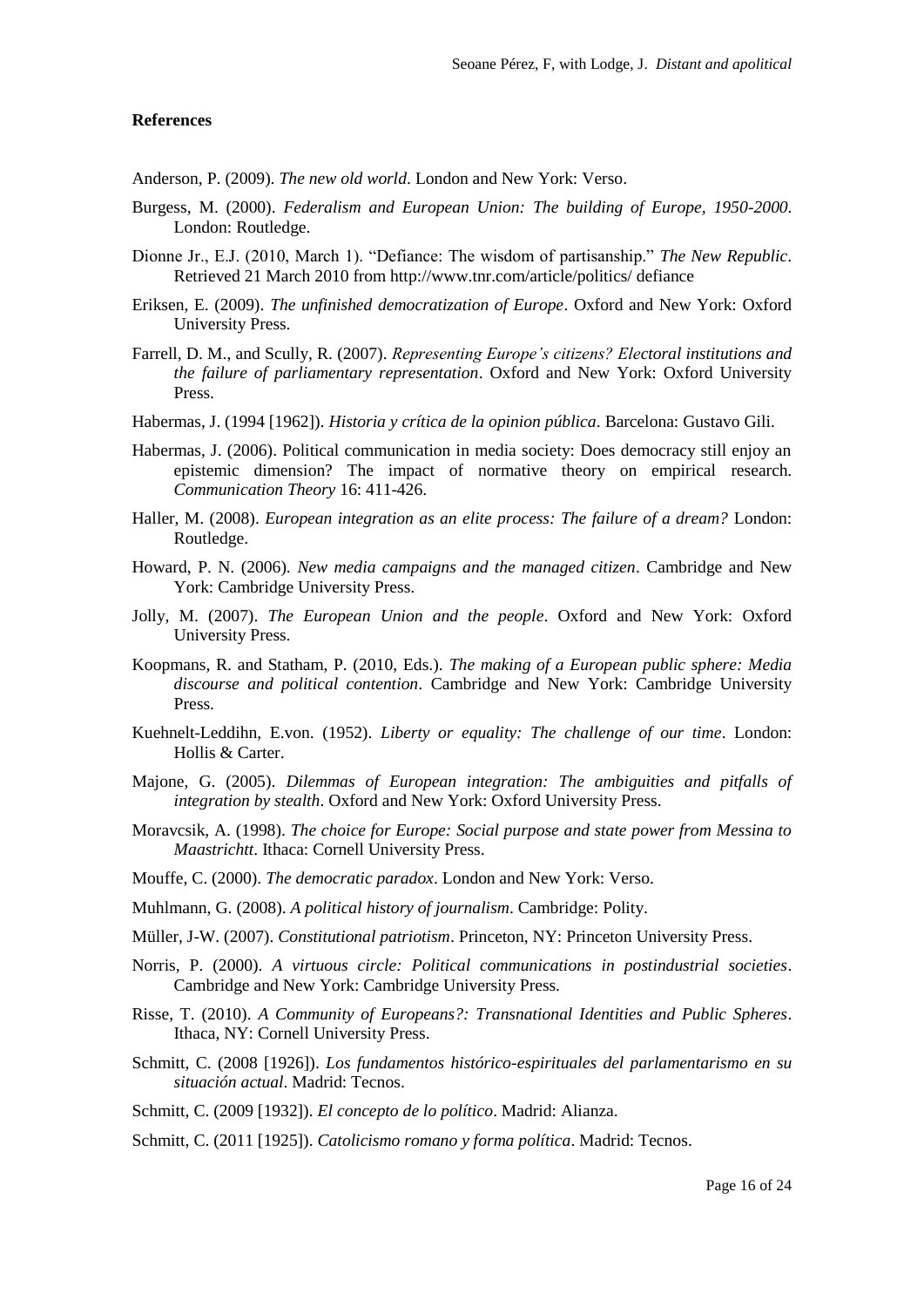**References**

Anderson, P. (2009). *The new old world*. London and New York: Verso.

Burgess, M. (2000). *Federalism and European Union: The building of Europe, 1950-2000*. London: Routledge.

Dionne Jr., E.J. (2010, March 1). "Defiance: The wisdom of partisanship." *The New Republic*. Retrieved 21 March 2010 from http://www.tnr.com/article/politics/ defiance

Eriksen, E. (2009). *The unfinished democratization of Europe*. Oxford and New York: Oxford University Press.

Farrell, D. M., and Scully, R. (2007). *Representing Europe's citizens? Electoral institutions and the failure of parliamentary representation*. Oxford and New York: Oxford University Press.

Habermas, J. (1994 [1962]). *Historia y crítica de la opinion pública*. Barcelona: Gustavo Gili.

Habermas, J. (2006). Political communication in media society: Does democracy still enjoy an epistemic dimension? The impact of normative theory on empirical research. *Communication Theory* 16: 411-426.

Haller, M. (2008). *European integration as an elite process: The failure of a dream?* London: Routledge.

Howard, P. N. (2006). *New media campaigns and the managed citizen*. Cambridge and New York: Cambridge University Press.

Jolly, M. (2007). *The European Union and the people*. Oxford and New York: Oxford University Press.

Koopmans, R. and Statham, P. (2010, Eds.). *The making of a European public sphere: Media discourse and political contention*. Cambridge and New York: Cambridge University Press.

Kuehnelt-Leddihn, E.von. (1952). *Liberty or equality: The challenge of our time*. London: Hollis & Carter.

Majone, G. (2005). *Dilemmas of European integration: The ambiguities and pitfalls of integration by stealth*. Oxford and New York: Oxford University Press.

Moravcsik, A. (1998). *The choice for Europe: Social purpose and state power from Messina to Maastrichtt*. Ithaca: Cornell University Press.

Mouffe, C. (2000). *The democratic paradox*. London and New York: Verso.

Muhlmann, G. (2008). *A political history of journalism*. Cambridge: Polity.

Müller, J-W. (2007). *Constitutional patriotism*. Princeton, NY: Princeton University Press.

Norris, P. (2000). *A virtuous circle: Political communications in postindustrial societies*. Cambridge and New York: Cambridge University Press.

Risse, T. (2010). *A Community of Europeans?: Transnational Identities and Public Spheres*. Ithaca, NY: Cornell University Press.

Schmitt, C. (2008 [1926]). *Los fundamentos histórico-espirituales del parlamentarismo en su situación actual*. Madrid: Tecnos.

Schmitt, C. (2009 [1932]). *El concepto de lo político*. Madrid: Alianza.

Schmitt, C. (2011 [1925]). *Catolicismo romano y forma política*. Madrid: Tecnos.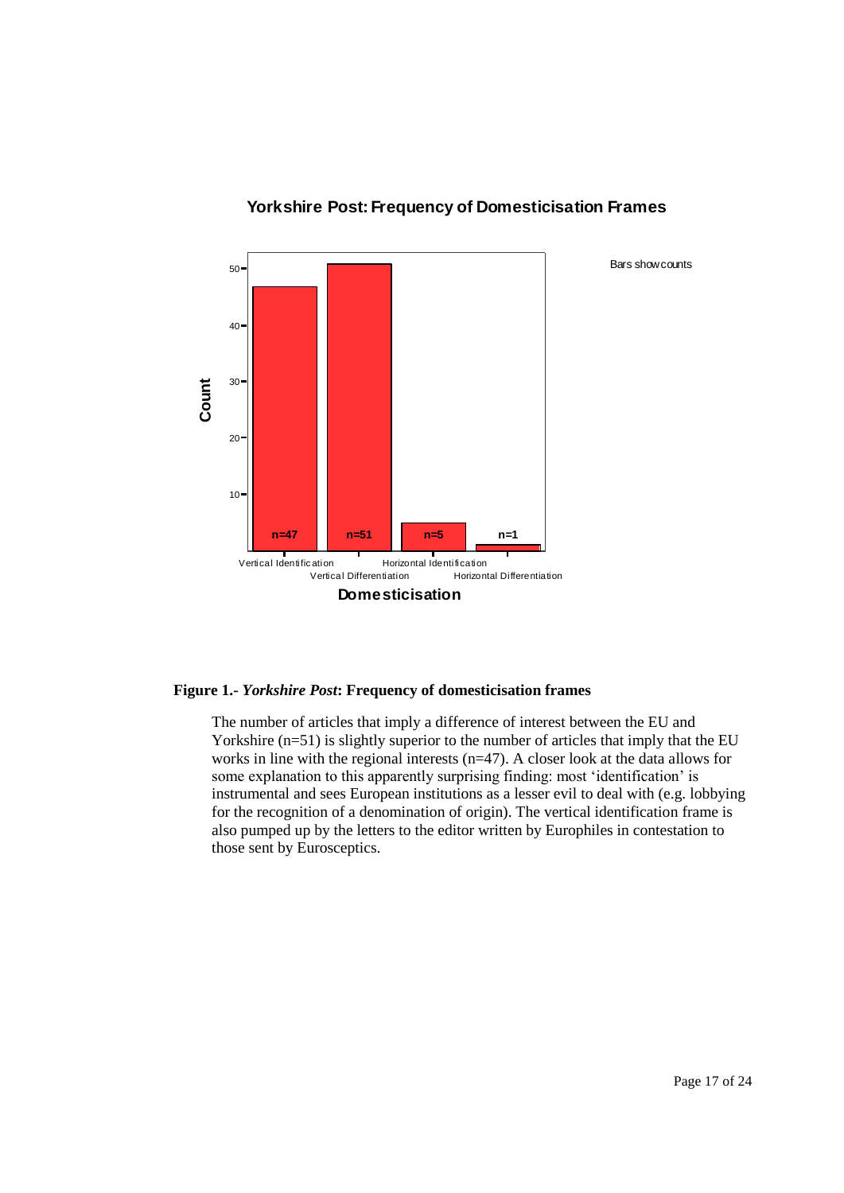**Yorkshire Post: Frequency of Domesticisation Frames**

| Domesticisation | Count |
|---|---|
| Vertical Identification | n=47 |
| Vertical Differentiation | n=51 |
| Horizontal Identification | n=5 |
| Horizontal Differentiation | n=1 |

Bars show counts

**Figure 1.- *Yorkshire Post*: Frequency of domesticisation frames**

The number of articles that imply a difference of interest between the EU and Yorkshire (n=51) is slightly superior to the number of articles that imply that the EU works in line with the regional interests (n=47). A closer look at the data allows for some explanation to this apparently surprising finding: most 'identification' is instrumental and sees European institutions as a lesser evil to deal with (e.g. lobbying for the recognition of a denomination of origin). The vertical identification frame is also pumped up by the letters to the editor written by Europhiles in contestation to those sent by Eurosceptics.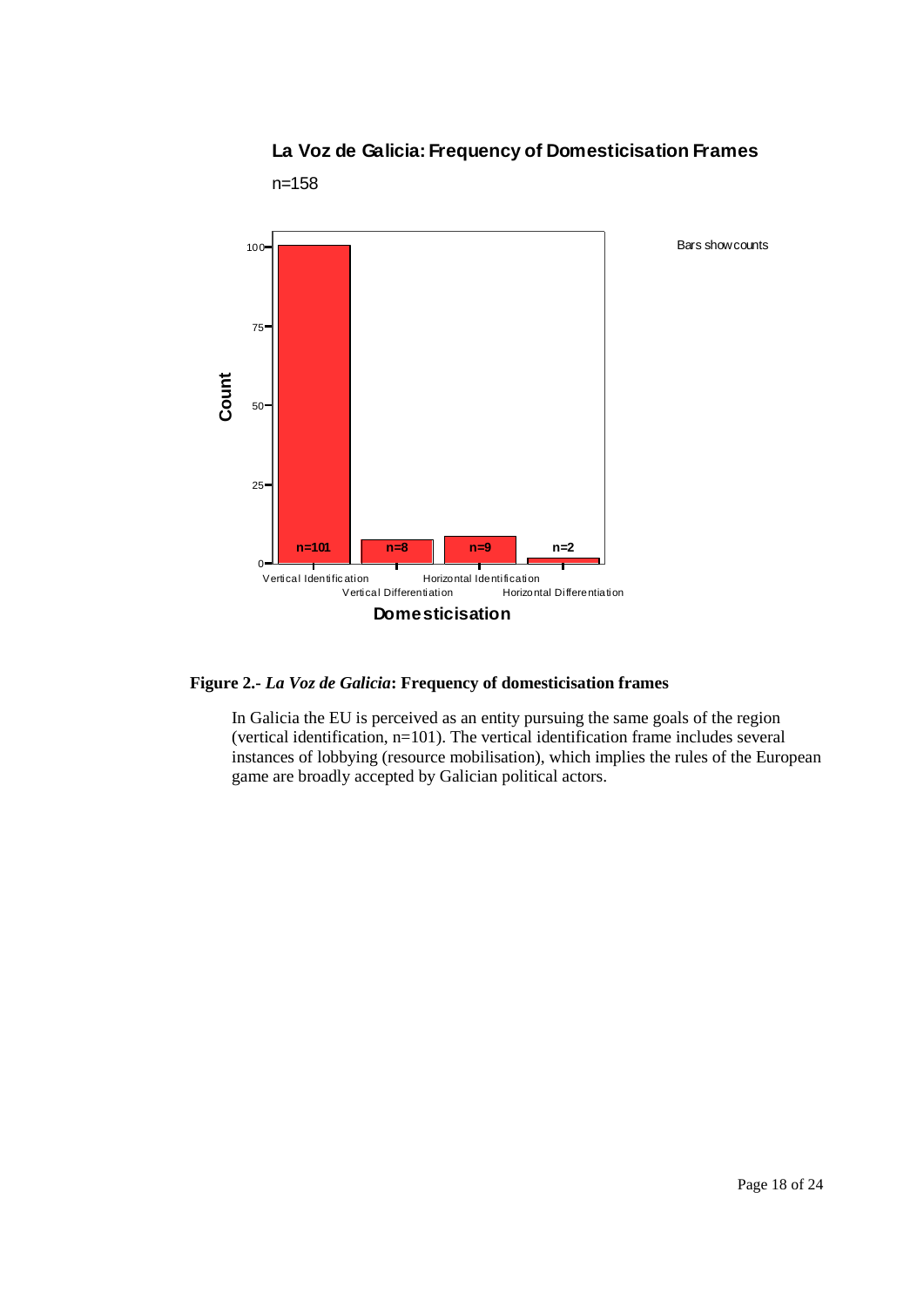**La Voz de Galicia: Frequency of Domesticisation Frames**

n=158

| Domesticisation | Count |
|---|---|
| Vertical Identification | n=101 |
| Vertical Differentiation | n=8 |
| Horizontal Identification | n=9 |
| Horizontal Differentiation | n=2 |

Bars show counts

**Figure 2.-** ***La Voz de Galicia*: Frequency of domesticisation frames**

In Galicia the EU is perceived as an entity pursuing the same goals of the region (vertical identification, n=101). The vertical identification frame includes several instances of lobbying (resource mobilisation), which implies the rules of the European game are broadly accepted by Galician political actors.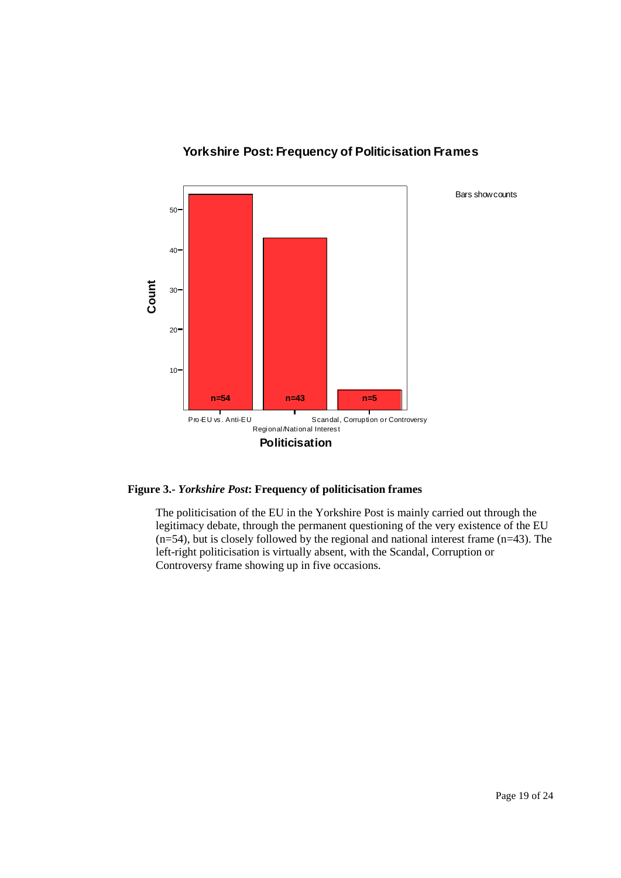**Figure 3.-** ***Yorkshire Post*****: Frequency of politicisation frames**

The politicisation of the EU in the Yorkshire Post is mainly carried out through the legitimacy debate, through the permanent questioning of the very existence of the EU (n=54), but is closely followed by the regional and national interest frame (n=43). The left-right politicisation is virtually absent, with the Scandal, Corruption or Controversy frame showing up in five occasions.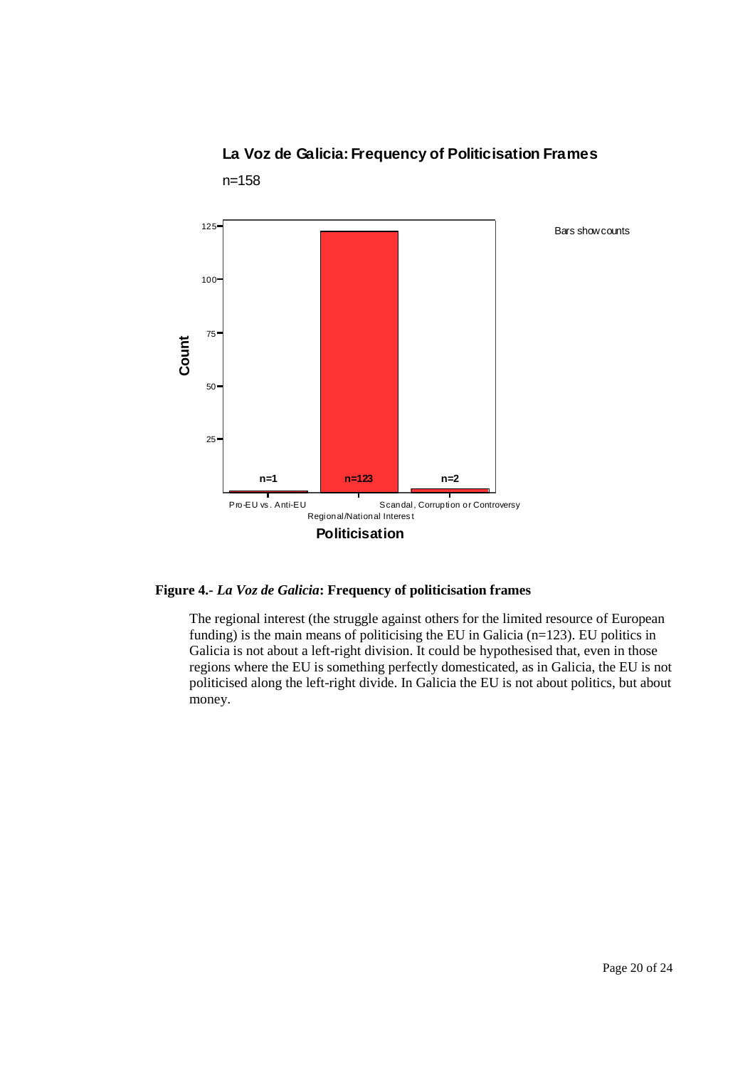**Figure 4.- *La Voz de Galicia*: Frequency of politicisation frames**

The regional interest (the struggle against others for the limited resource of European funding) is the main means of politicising the EU in Galicia (n=123). EU politics in Galicia is not about a left-right division. It could be hypothesised that, even in those regions where the EU is something perfectly domesticated, as in Galicia, the EU is not politicised along the left-right divide. In Galicia the EU is not about politics, but about money.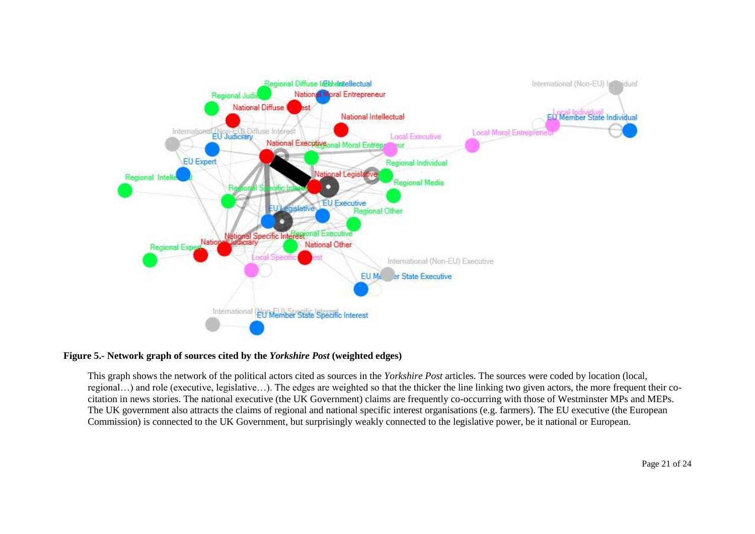**Figure 5.- Network graph of sources cited by the *Yorkshire Post* (weighted edges)**

This graph shows the network of the political actors cited as sources in the *Yorkshire Post* articles. The sources were coded by location (local, regional…) and role (executive, legislative…). The edges are weighted so that the thicker the line linking two given actors, the more frequent their co-citation in news stories. The national executive (the UK Government) claims are frequently co-occurring with those of Westminster MPs and MEPs. The UK government also attracts the claims of regional and national specific interest organisations (e.g. farmers). The EU executive (the European Commission) is connected to the UK Government, but surprisingly weakly connected to the legislative power, be it national or European.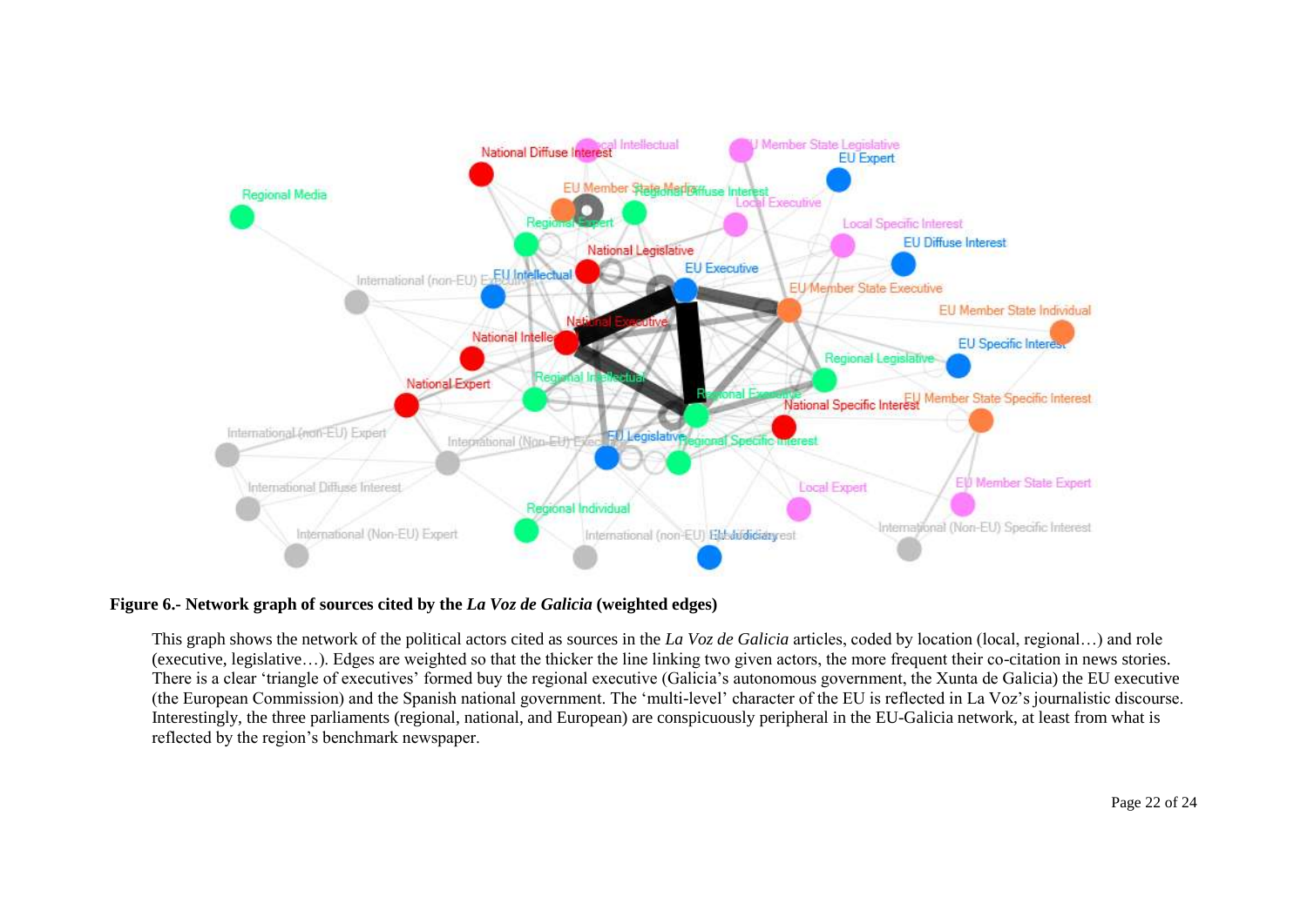**Figure 6.- Network graph of sources cited by the *La Voz de Galicia* (weighted edges)**

This graph shows the network of the political actors cited as sources in the *La Voz de Galicia* articles, coded by location (local, regional…) and role (executive, legislative…). Edges are weighted so that the thicker the line linking two given actors, the more frequent their co-citation in news stories. There is a clear 'triangle of executives' formed buy the regional executive (Galicia's autonomous government, the Xunta de Galicia) the EU executive (the European Commission) and the Spanish national government. The 'multi-level' character of the EU is reflected in La Voz's journalistic discourse. Interestingly, the three parliaments (regional, national, and European) are conspicuously peripheral in the EU-Galicia network, at least from what is reflected by the region's benchmark newspaper.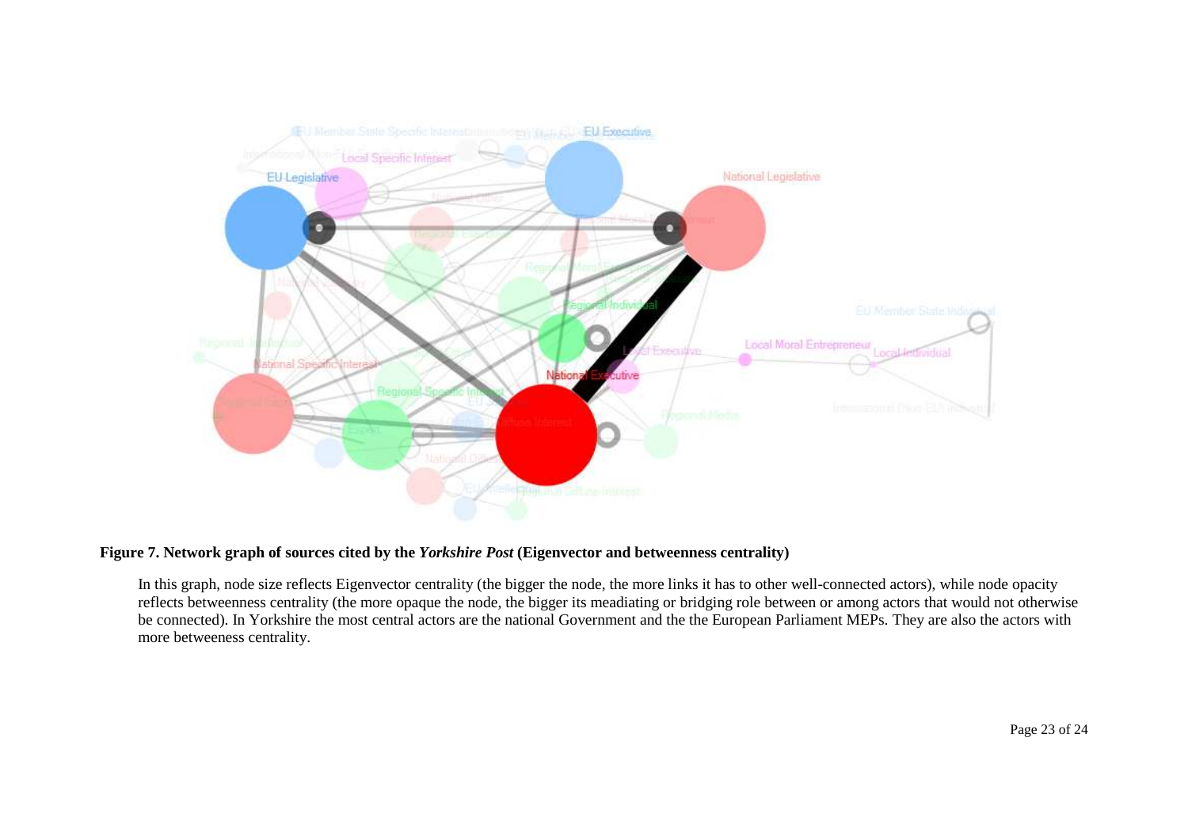**Figure 7. Network graph of sources cited by the *Yorkshire Post* (Eigenvector and betweenness centrality)**

In this graph, node size reflects Eigenvector centrality (the bigger the node, the more links it has to other well-connected actors), while node opacity reflects betweenness centrality (the more opaque the node, the bigger its meadiating or bridging role between or among actors that would not otherwise be connected). In Yorkshire the most central actors are the national Government and the the European Parliament MEPs. They are also the actors with more betweeness centrality.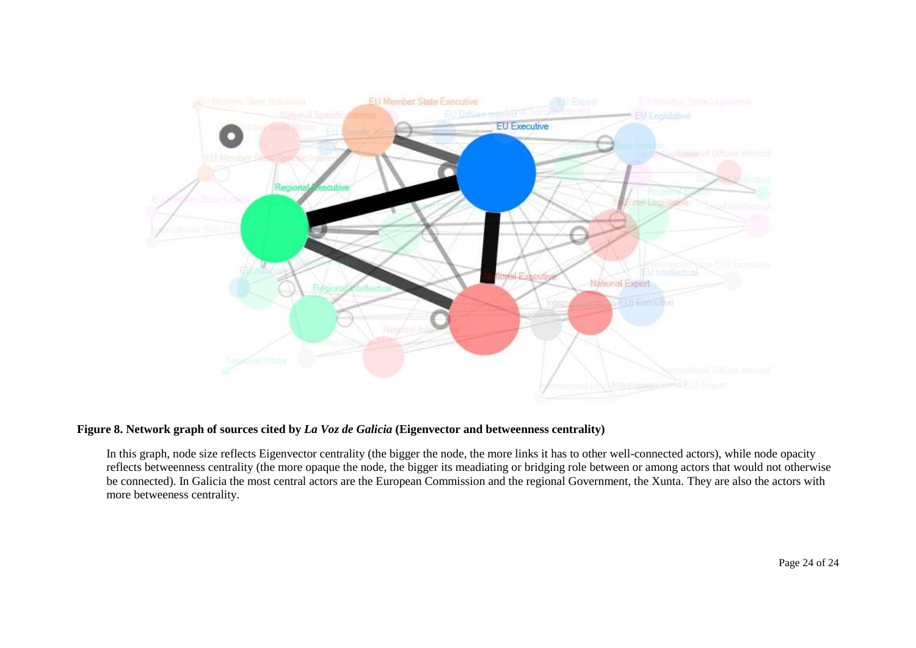EU Member State Individual
EU Member State Executive
EU Expert
EU Member State Legislative
National Specific Interest
EU Diffuse Interest
EU Legislative
EU Member State Media
EU Specific Interest
EU Executive
EU Member State Specific Interest
National Diffuse Interest
Regional Executive
EU Member State Expert
Regional Intellectual
National Legislative
Local Intellectual
International (Non-EU)
EU Judicial
EU Intellectual
Regional Intellectual
National Executive
National Expert
International (Non-EU) Executive
National Interest
Regional Media
International Diffuse Interest
EU Expert

**Figure 8. Network graph of sources cited by *La Voz de Galicia* (Eigenvector and betweenness centrality)**

In this graph, node size reflects Eigenvector centrality (the bigger the node, the more links it has to other well-connected actors), while node opacity reflects betweenness centrality (the more opaque the node, the bigger its meadiating or bridging role between or among actors that would not otherwise be connected). In Galicia the most central actors are the European Commission and the regional Government, the Xunta. They are also the actors with more betweeness centrality.